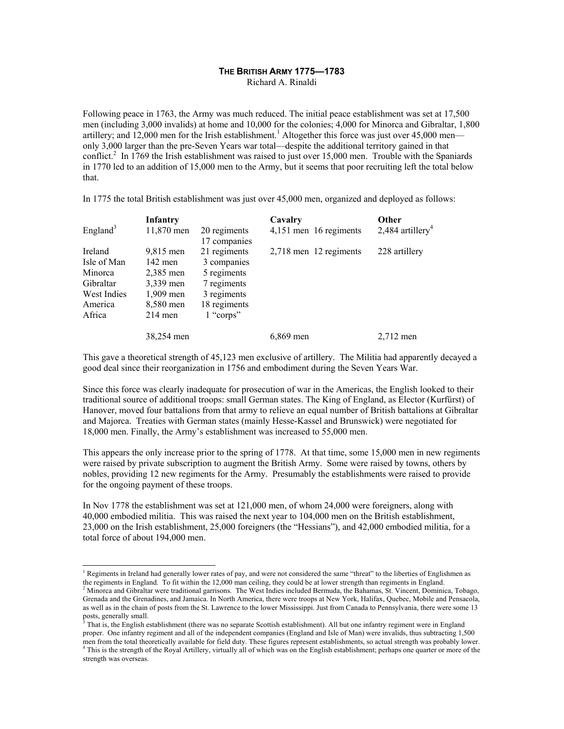# THE BRITISH ARMY 1775—1783

Richard A. Rinaldi

Following peace in 1763, the Army was much reduced. The initial peace establishment was set at 17,500 men (including 3,000 invalids) at home and 10,000 for the colonies; 4,000 for Minorca and Gibraltar, 1,800 artillery; and 12,000 men for the Irish establishment.[1] Altogether this force was just over 45,000 men—only 3,000 larger than the pre-Seven Years war total—despite the additional territory gained in that conflict.[2] In 1769 the Irish establishment was raised to just over 15,000 men. Trouble with the Spaniards in 1770 led to an addition of 15,000 men to the Army, but it seems that poor recruiting left the total below that.

In 1775 the total British establishment was just over 45,000 men, organized and deployed as follows:

| | Infantry | | Cavalry | | Other |
|---|---|---|---|---|---|
| England[3] | 11,870 men | 20 regiments 17 companies | 4,151 men | 16 regiments | 2,484 artillery[4] |
| Ireland | 9,815 men | 21 regiments | 2,718 men | 12 regiments | 228 artillery |
| Isle of Man | 142 men | 3 companies | | | |
| Minorca | 2,385 men | 5 regiments | | | |
| Gibraltar | 3,339 men | 7 regiments | | | |
| West Indies | 1,909 men | 3 regiments | | | |
| America | 8,580 men | 18 regiments | | | |
| Africa | 214 men | 1 "corps" | | | |
| | 38,254 men | | 6,869 men | | 2,712 men |

This gave a theoretical strength of 45,123 men exclusive of artillery. The Militia had apparently decayed a good deal since their reorganization in 1756 and embodiment during the Seven Years War.

Since this force was clearly inadequate for prosecution of war in the Americas, the English looked to their traditional source of additional troops: small German states. The King of England, as Elector (Kurfürst) of Hanover, moved four battalions from that army to relieve an equal number of British battalions at Gibraltar and Majorca. Treaties with German states (mainly Hesse-Kassel and Brunswick) were negotiated for 18,000 men. Finally, the Army's establishment was increased to 55,000 men.

This appears the only increase prior to the spring of 1778. At that time, some 15,000 men in new regiments were raised by private subscription to augment the British Army. Some were raised by towns, others by nobles, providing 12 new regiments for the Army. Presumably the establishments were raised to provide for the ongoing payment of these troops.

In Nov 1778 the establishment was set at 121,000 men, of whom 24,000 were foreigners, along with 40,000 embodied militia. This was raised the next year to 104,000 men on the British establishment, 23,000 on the Irish establishment, 25,000 foreigners (the "Hessians"), and 42,000 embodied militia, for a total force of about 194,000 men.

---

[1] Regiments in Ireland had generally lower rates of pay, and were not considered the same "threat" to the liberties of Englishmen as the regiments in England. To fit within the 12,000 man ceiling, they could be at lower strength than regiments in England.

[2] Minorca and Gibraltar were traditional garrisons. The West Indies included Bermuda, the Bahamas, St. Vincent, Dominica, Tobago, Grenada and the Grenadines, and Jamaica. In North America, there were troops at New York, Halifax, Quebec, Mobile and Pensacola, as well as in the chain of posts from the St. Lawrence to the lower Mississippi. Just from Canada to Pennsylvania, there were some 13 posts, generally small.

[3] That is, the English establishment (there was no separate Scottish establishment). All but one infantry regiment were in England proper. One infantry regiment and all of the independent companies (England and Isle of Man) were invalids, thus subtracting 1,500 men from the total theoretically available for field duty. These figures represent establishments, so actual strength was probably lower.

[4] This is the strength of the Royal Artillery, virtually all of which was on the English establishment; perhaps one quarter or more of the strength was overseas.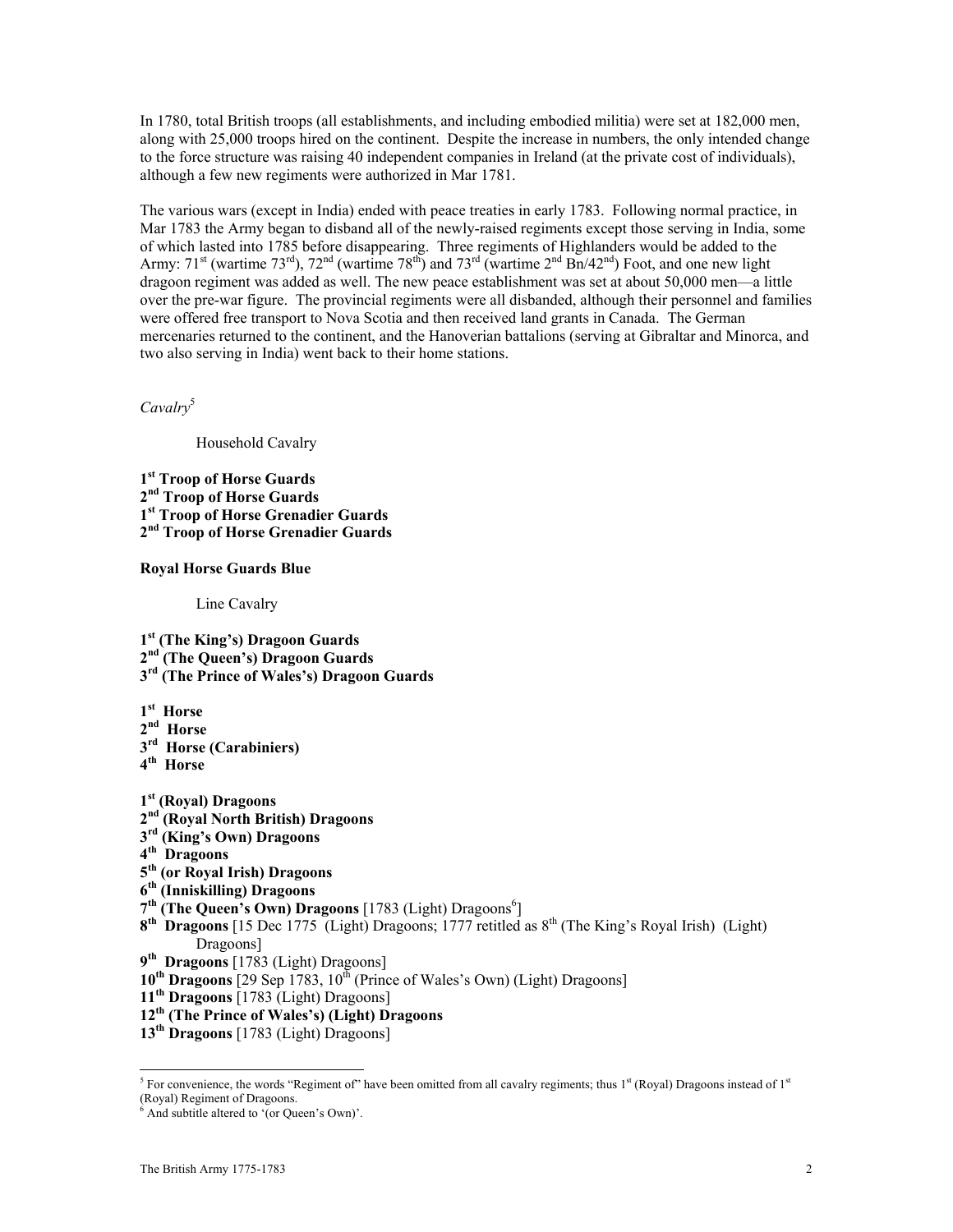In 1780, total British troops (all establishments, and including embodied militia) were set at 182,000 men, along with 25,000 troops hired on the continent. Despite the increase in numbers, the only intended change to the force structure was raising 40 independent companies in Ireland (at the private cost of individuals), although a few new regiments were authorized in Mar 1781.

The various wars (except in India) ended with peace treaties in early 1783. Following normal practice, in Mar 1783 the Army began to disband all of the newly-raised regiments except those serving in India, some of which lasted into 1785 before disappearing. Three regiments of Highlanders would be added to the Army: 71st (wartime 73rd), 72nd (wartime 78th) and 73rd (wartime 2nd Bn/42nd) Foot, and one new light dragoon regiment was added as well. The new peace establishment was set at about 50,000 men—a little over the pre-war figure. The provincial regiments were all disbanded, although their personnel and families were offered free transport to Nova Scotia and then received land grants in Canada. The German mercenaries returned to the continent, and the Hanoverian battalions (serving at Gibraltar and Minorca, and two also serving in India) went back to their home stations.

*Cavalry*[5]

Household Cavalry

**1st Troop of Horse Guards**
**2nd Troop of Horse Guards**
**1st Troop of Horse Grenadier Guards**
**2nd Troop of Horse Grenadier Guards**

**Royal Horse Guards Blue**

Line Cavalry

**1st (The King's) Dragoon Guards**
**2nd (The Queen's) Dragoon Guards**
**3rd (The Prince of Wales's) Dragoon Guards**

**1st Horse**
**2nd Horse**
**3rd Horse (Carabiniers)**
**4th Horse**

**1st (Royal) Dragoons**
**2nd (Royal North British) Dragoons**
**3rd (King's Own) Dragoons**
**4th Dragoons**
**5th (or Royal Irish) Dragoons**
**6th (Inniskilling) Dragoons**
**7th (The Queen's Own) Dragoons** [1783 (Light) Dragoons[6]]
**8th Dragoons** [15 Dec 1775 (Light) Dragoons; 1777 retitled as 8th (The King's Royal Irish) (Light) Dragoons]
**9th Dragoons** [1783 (Light) Dragoons]
**10th Dragoons** [29 Sep 1783, 10th (Prince of Wales's Own) (Light) Dragoons]
**11th Dragoons** [1783 (Light) Dragoons]
**12th (The Prince of Wales's) (Light) Dragoons**
**13th Dragoons** [1783 (Light) Dragoons]

---

[5] For convenience, the words "Regiment of" have been omitted from all cavalry regiments; thus 1st (Royal) Dragoons instead of 1st (Royal) Regiment of Dragoons.

[6] And subtitle altered to '(or Queen's Own)'.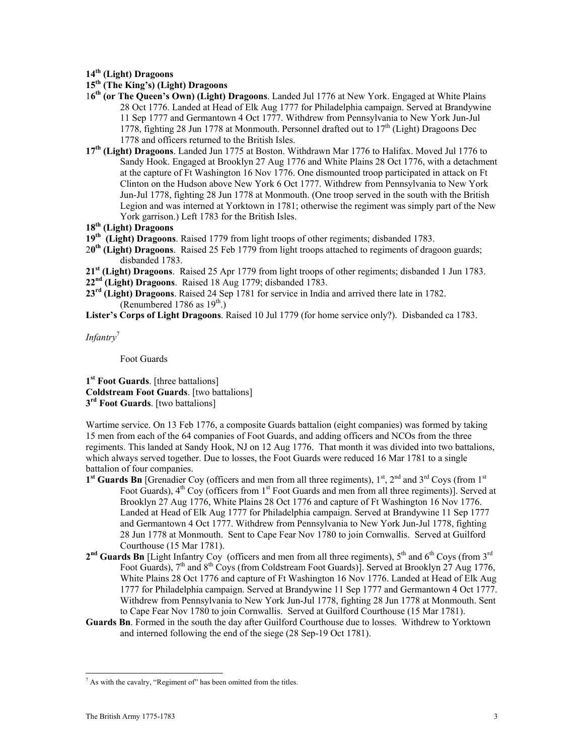**14th (Light) Dragoons**

**15th (The King's) (Light) Dragoons**

**16th (or The Queen's Own) (Light) Dragoons**. Landed Jul 1776 at New York. Engaged at White Plains 28 Oct 1776. Landed at Head of Elk Aug 1777 for Philadelphia campaign. Served at Brandywine 11 Sep 1777 and Germantown 4 Oct 1777. Withdrew from Pennsylvania to New York Jun-Jul 1778, fighting 28 Jun 1778 at Monmouth. Personnel drafted out to 17th (Light) Dragoons Dec 1778 and officers returned to the British Isles.

**17th (Light) Dragoons**. Landed Jun 1775 at Boston. Withdrawn Mar 1776 to Halifax. Moved Jul 1776 to Sandy Hook. Engaged at Brooklyn 27 Aug 1776 and White Plains 28 Oct 1776, with a detachment at the capture of Ft Washington 16 Nov 1776. One dismounted troop participated in attack on Ft Clinton on the Hudson above New York 6 Oct 1777. Withdrew from Pennsylvania to New York Jun-Jul 1778, fighting 28 Jun 1778 at Monmouth. (One troop served in the south with the British Legion and was interned at Yorktown in 1781; otherwise the regiment was simply part of the New York garrison.) Left 1783 for the British Isles.

**18th (Light) Dragoons**

**19th (Light) Dragoons**. Raised 1779 from light troops of other regiments; disbanded 1783.

**20th (Light) Dragoons**. Raised 25 Feb 1779 from light troops attached to regiments of dragoon guards; disbanded 1783.

**21st (Light) Dragoons**. Raised 25 Apr 1779 from light troops of other regiments; disbanded 1 Jun 1783.

**22nd (Light) Dragoons**. Raised 18 Aug 1779; disbanded 1783.

**23rd (Light) Dragoons**. Raised 24 Sep 1781 for service in India and arrived there late in 1782. (Renumbered 1786 as 19th.)

**Lister's Corps of Light Dragoons**. Raised 10 Jul 1779 (for home service only?). Disbanded ca 1783.

*Infantry*[7]

Foot Guards

**1st Foot Guards**. [three battalions]
**Coldstream Foot Guards**. [two battalions]
**3rd Foot Guards**. [two battalions]

Wartime service. On 13 Feb 1776, a composite Guards battalion (eight companies) was formed by taking 15 men from each of the 64 companies of Foot Guards, and adding officers and NCOs from the three regiments. This landed at Sandy Hook, NJ on 12 Aug 1776. That month it was divided into two battalions, which always served together. Due to losses, the Foot Guards were reduced 16 Mar 1781 to a single battalion of four companies.

**1st Guards Bn** [Grenadier Coy (officers and men from all three regiments), 1st, 2nd and 3rd Coys (from 1st Foot Guards), 4th Coy (officers from 1st Foot Guards and men from all three regiments)]. Served at Brooklyn 27 Aug 1776, White Plains 28 Oct 1776 and capture of Ft Washington 16 Nov 1776. Landed at Head of Elk Aug 1777 for Philadelphia campaign. Served at Brandywine 11 Sep 1777 and Germantown 4 Oct 1777. Withdrew from Pennsylvania to New York Jun-Jul 1778, fighting 28 Jun 1778 at Monmouth. Sent to Cape Fear Nov 1780 to join Cornwallis. Served at Guilford Courthouse (15 Mar 1781).

**2nd Guards Bn** [Light Infantry Coy (officers and men from all three regiments), 5th and 6th Coys (from 3rd Foot Guards), 7th and 8th Coys (from Coldstream Foot Guards)]. Served at Brooklyn 27 Aug 1776, White Plains 28 Oct 1776 and capture of Ft Washington 16 Nov 1776. Landed at Head of Elk Aug 1777 for Philadelphia campaign. Served at Brandywine 11 Sep 1777 and Germantown 4 Oct 1777. Withdrew from Pennsylvania to New York Jun-Jul 1778, fighting 28 Jun 1778 at Monmouth. Sent to Cape Fear Nov 1780 to join Cornwallis. Served at Guilford Courthouse (15 Mar 1781).

**Guards Bn**. Formed in the south the day after Guilford Courthouse due to losses. Withdrew to Yorktown and interned following the end of the siege (28 Sep-19 Oct 1781).

[7] As with the cavalry, "Regiment of" has been omitted from the titles.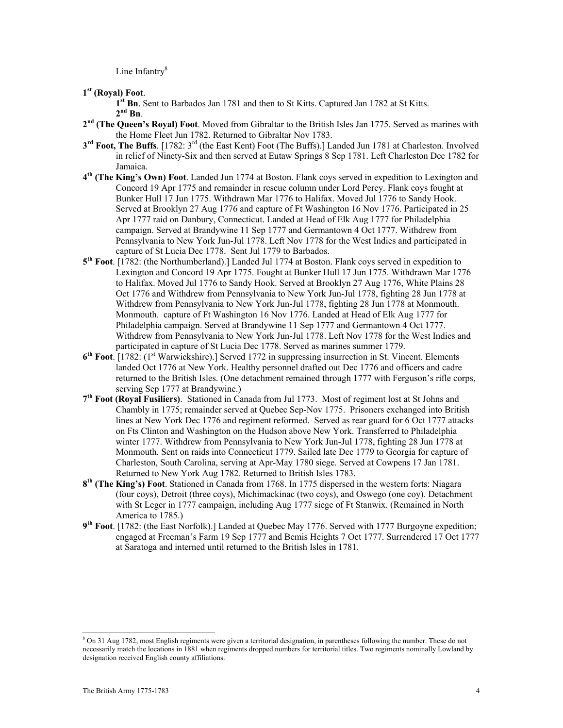Line Infantry[8]

**1st (Royal) Foot**.

**1st Bn**. Sent to Barbados Jan 1781 and then to St Kitts. Captured Jan 1782 at St Kitts.

**2nd Bn**.

**2nd (The Queen's Royal) Foot**. Moved from Gibraltar to the British Isles Jan 1775. Served as marines with the Home Fleet Jun 1782. Returned to Gibraltar Nov 1783.

**3rd Foot, The Buffs**. [1782: 3rd (the East Kent) Foot (The Buffs).] Landed Jun 1781 at Charleston. Involved in relief of Ninety-Six and then served at Eutaw Springs 8 Sep 1781. Left Charleston Dec 1782 for Jamaica.

**4th (The King's Own) Foot**. Landed Jun 1774 at Boston. Flank coys served in expedition to Lexington and Concord 19 Apr 1775 and remainder in rescue column under Lord Percy. Flank coys fought at Bunker Hull 17 Jun 1775. Withdrawn Mar 1776 to Halifax. Moved Jul 1776 to Sandy Hook. Served at Brooklyn 27 Aug 1776 and capture of Ft Washington 16 Nov 1776. Participated in 25 Apr 1777 raid on Danbury, Connecticut. Landed at Head of Elk Aug 1777 for Philadelphia campaign. Served at Brandywine 11 Sep 1777 and Germantown 4 Oct 1777. Withdrew from Pennsylvania to New York Jun-Jul 1778. Left Nov 1778 for the West Indies and participated in capture of St Lucia Dec 1778. Sent Jul 1779 to Barbados.

**5th Foot**. [1782: (the Northumberland).] Landed Jul 1774 at Boston. Flank coys served in expedition to Lexington and Concord 19 Apr 1775. Fought at Bunker Hull 17 Jun 1775. Withdrawn Mar 1776 to Halifax. Moved Jul 1776 to Sandy Hook. Served at Brooklyn 27 Aug 1776, White Plains 28 Oct 1776 and Withdrew from Pennsylvania to New York Jun-Jul 1778, fighting 28 Jun 1778 at Withdrew from Pennsylvania to New York Jun-Jul 1778, fighting 28 Jun 1778 at Monmouth. Monmouth. capture of Ft Washington 16 Nov 1776. Landed at Head of Elk Aug 1777 for Philadelphia campaign. Served at Brandywine 11 Sep 1777 and Germantown 4 Oct 1777. Withdrew from Pennsylvania to New York Jun-Jul 1778. Left Nov 1778 for the West Indies and participated in capture of St Lucia Dec 1778. Served as marines summer 1779.

**6th Foot**. [1782: (1st Warwickshire).] Served 1772 in suppressing insurrection in St. Vincent. Elements landed Oct 1776 at New York. Healthy personnel drafted out Dec 1776 and officers and cadre returned to the British Isles. (One detachment remained through 1777 with Ferguson's rifle corps, serving Sep 1777 at Brandywine.)

**7th Foot (Royal Fusiliers)**. Stationed in Canada from Jul 1773. Most of regiment lost at St Johns and Chambly in 1775; remainder served at Quebec Sep-Nov 1775. Prisoners exchanged into British lines at New York Dec 1776 and regiment reformed. Served as rear guard for 6 Oct 1777 attacks on Fts Clinton and Washington on the Hudson above New York. Transferred to Philadelphia winter 1777. Withdrew from Pennsylvania to New York Jun-Jul 1778, fighting 28 Jun 1778 at Monmouth. Sent on raids into Connecticut 1779. Sailed late Dec 1779 to Georgia for capture of Charleston, South Carolina, serving at Apr-May 1780 siege. Served at Cowpens 17 Jan 1781. Returned to New York Aug 1782. Returned to British Isles 1783.

**8th (The King's) Foot**. Stationed in Canada from 1768. In 1775 dispersed in the western forts: Niagara (four coys), Detroit (three coys), Michimackinac (two coys), and Oswego (one coy). Detachment with St Leger in 1777 campaign, including Aug 1777 siege of Ft Stanwix. (Remained in North America to 1785.)

**9th Foot**. [1782: (the East Norfolk).] Landed at Quebec May 1776. Served with 1777 Burgoyne expedition; engaged at Freeman's Farm 19 Sep 1777 and Bemis Heights 7 Oct 1777. Surrendered 17 Oct 1777 at Saratoga and interned until returned to the British Isles in 1781.

---

[8] On 31 Aug 1782, most English regiments were given a territorial designation, in parentheses following the number. These do not necessarily match the locations in 1881 when regiments dropped numbers for territorial titles. Two regiments nominally Lowland by designation received English county affiliations.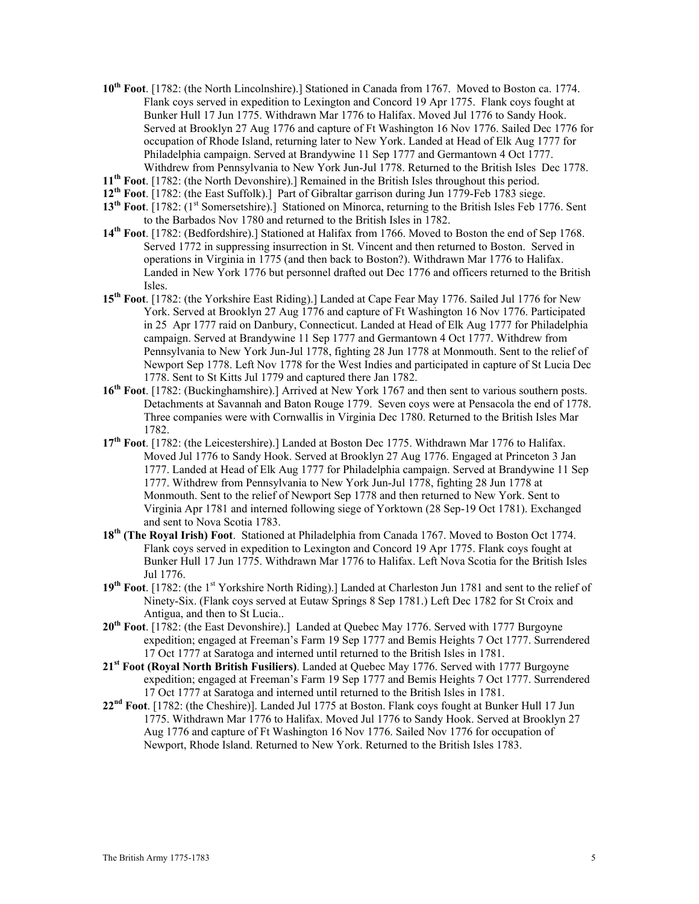**10th Foot**. [1782: (the North Lincolnshire).] Stationed in Canada from 1767. Moved to Boston ca. 1774. Flank coys served in expedition to Lexington and Concord 19 Apr 1775. Flank coys fought at Bunker Hull 17 Jun 1775. Withdrawn Mar 1776 to Halifax. Moved Jul 1776 to Sandy Hook. Served at Brooklyn 27 Aug 1776 and capture of Ft Washington 16 Nov 1776. Sailed Dec 1776 for occupation of Rhode Island, returning later to New York. Landed at Head of Elk Aug 1777 for Philadelphia campaign. Served at Brandywine 11 Sep 1777 and Germantown 4 Oct 1777. Withdrew from Pennsylvania to New York Jun-Jul 1778. Returned to the British Isles Dec 1778.

**11th Foot**. [1782: (the North Devonshire).] Remained in the British Isles throughout this period.

**12th Foot**. [1782: (the East Suffolk).] Part of Gibraltar garrison during Jun 1779-Feb 1783 siege.

**13th Foot**. [1782: (1st Somersetshire).] Stationed on Minorca, returning to the British Isles Feb 1776. Sent to the Barbados Nov 1780 and returned to the British Isles in 1782.

**14th Foot**. [1782: (Bedfordshire).] Stationed at Halifax from 1766. Moved to Boston the end of Sep 1768. Served 1772 in suppressing insurrection in St. Vincent and then returned to Boston. Served in operations in Virginia in 1775 (and then back to Boston?). Withdrawn Mar 1776 to Halifax. Landed in New York 1776 but personnel drafted out Dec 1776 and officers returned to the British Isles.

**15th Foot**. [1782: (the Yorkshire East Riding).] Landed at Cape Fear May 1776. Sailed Jul 1776 for New York. Served at Brooklyn 27 Aug 1776 and capture of Ft Washington 16 Nov 1776. Participated in 25 Apr 1777 raid on Danbury, Connecticut. Landed at Head of Elk Aug 1777 for Philadelphia campaign. Served at Brandywine 11 Sep 1777 and Germantown 4 Oct 1777. Withdrew from Pennsylvania to New York Jun-Jul 1778, fighting 28 Jun 1778 at Monmouth. Sent to the relief of Newport Sep 1778. Left Nov 1778 for the West Indies and participated in capture of St Lucia Dec 1778. Sent to St Kitts Jul 1779 and captured there Jan 1782.

**16th Foot**. [1782: (Buckinghamshire).] Arrived at New York 1767 and then sent to various southern posts. Detachments at Savannah and Baton Rouge 1779. Seven coys were at Pensacola the end of 1778. Three companies were with Cornwallis in Virginia Dec 1780. Returned to the British Isles Mar 1782.

**17th Foot**. [1782: (the Leicestershire).] Landed at Boston Dec 1775. Withdrawn Mar 1776 to Halifax. Moved Jul 1776 to Sandy Hook. Served at Brooklyn 27 Aug 1776. Engaged at Princeton 3 Jan 1777. Landed at Head of Elk Aug 1777 for Philadelphia campaign. Served at Brandywine 11 Sep 1777. Withdrew from Pennsylvania to New York Jun-Jul 1778, fighting 28 Jun 1778 at Monmouth. Sent to the relief of Newport Sep 1778 and then returned to New York. Sent to Virginia Apr 1781 and interned following siege of Yorktown (28 Sep-19 Oct 1781). Exchanged and sent to Nova Scotia 1783.

**18th (The Royal Irish) Foot**. Stationed at Philadelphia from Canada 1767. Moved to Boston Oct 1774. Flank coys served in expedition to Lexington and Concord 19 Apr 1775. Flank coys fought at Bunker Hull 17 Jun 1775. Withdrawn Mar 1776 to Halifax. Left Nova Scotia for the British Isles Jul 1776.

**19th Foot**. [1782: (the 1st Yorkshire North Riding).] Landed at Charleston Jun 1781 and sent to the relief of Ninety-Six. (Flank coys served at Eutaw Springs 8 Sep 1781.) Left Dec 1782 for St Croix and Antigua, and then to St Lucia..

**20th Foot**. [1782: (the East Devonshire).] Landed at Quebec May 1776. Served with 1777 Burgoyne expedition; engaged at Freeman's Farm 19 Sep 1777 and Bemis Heights 7 Oct 1777. Surrendered 17 Oct 1777 at Saratoga and interned until returned to the British Isles in 1781.

**21st Foot (Royal North British Fusiliers)**. Landed at Quebec May 1776. Served with 1777 Burgoyne expedition; engaged at Freeman's Farm 19 Sep 1777 and Bemis Heights 7 Oct 1777. Surrendered 17 Oct 1777 at Saratoga and interned until returned to the British Isles in 1781.

**22nd Foot**. [1782: (the Cheshire)]. Landed Jul 1775 at Boston. Flank coys fought at Bunker Hull 17 Jun 1775. Withdrawn Mar 1776 to Halifax. Moved Jul 1776 to Sandy Hook. Served at Brooklyn 27 Aug 1776 and capture of Ft Washington 16 Nov 1776. Sailed Nov 1776 for occupation of Newport, Rhode Island. Returned to New York. Returned to the British Isles 1783.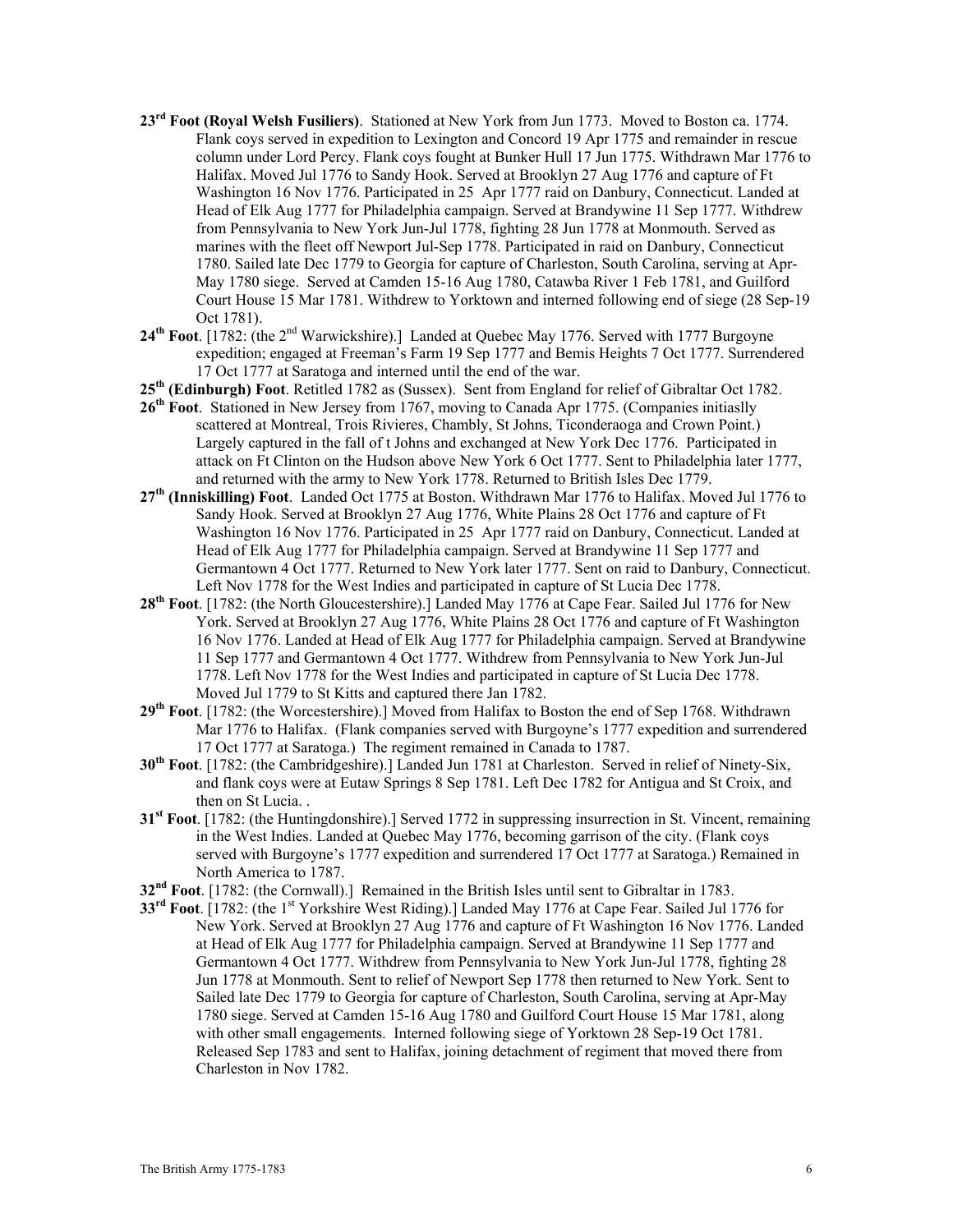**23[rd] Foot (Royal Welsh Fusiliers)**. Stationed at New York from Jun 1773. Moved to Boston ca. 1774. Flank coys served in expedition to Lexington and Concord 19 Apr 1775 and remainder in rescue column under Lord Percy. Flank coys fought at Bunker Hull 17 Jun 1775. Withdrawn Mar 1776 to Halifax. Moved Jul 1776 to Sandy Hook. Served at Brooklyn 27 Aug 1776 and capture of Ft Washington 16 Nov 1776. Participated in 25 Apr 1777 raid on Danbury, Connecticut. Landed at Head of Elk Aug 1777 for Philadelphia campaign. Served at Brandywine 11 Sep 1777. Withdrew from Pennsylvania to New York Jun-Jul 1778, fighting 28 Jun 1778 at Monmouth. Served as marines with the fleet off Newport Jul-Sep 1778. Participated in raid on Danbury, Connecticut 1780. Sailed late Dec 1779 to Georgia for capture of Charleston, South Carolina, serving at Apr-May 1780 siege. Served at Camden 15-16 Aug 1780, Catawba River 1 Feb 1781, and Guilford Court House 15 Mar 1781. Withdrew to Yorktown and interned following end of siege (28 Sep-19 Oct 1781).

**24[th] Foot**. [1782: (the 2[nd] Warwickshire).] Landed at Quebec May 1776. Served with 1777 Burgoyne expedition; engaged at Freeman's Farm 19 Sep 1777 and Bemis Heights 7 Oct 1777. Surrendered 17 Oct 1777 at Saratoga and interned until the end of the war.

**25[th] (Edinburgh) Foot**. Retitled 1782 as (Sussex). Sent from England for relief of Gibraltar Oct 1782.

**26[th] Foot**. Stationed in New Jersey from 1767, moving to Canada Apr 1775. (Companies initiaslly scattered at Montreal, Trois Rivieres, Chambly, St Johns, Ticonderaoga and Crown Point.) Largely captured in the fall of t Johns and exchanged at New York Dec 1776. Participated in attack on Ft Clinton on the Hudson above New York 6 Oct 1777. Sent to Philadelphia later 1777, and returned with the army to New York 1778. Returned to British Isles Dec 1779.

**27[th] (Inniskilling) Foot**. Landed Oct 1775 at Boston. Withdrawn Mar 1776 to Halifax. Moved Jul 1776 to Sandy Hook. Served at Brooklyn 27 Aug 1776, White Plains 28 Oct 1776 and capture of Ft Washington 16 Nov 1776. Participated in 25 Apr 1777 raid on Danbury, Connecticut. Landed at Head of Elk Aug 1777 for Philadelphia campaign. Served at Brandywine 11 Sep 1777 and Germantown 4 Oct 1777. Returned to New York later 1777. Sent on raid to Danbury, Connecticut. Left Nov 1778 for the West Indies and participated in capture of St Lucia Dec 1778.

**28[th] Foot**. [1782: (the North Gloucestershire).] Landed May 1776 at Cape Fear. Sailed Jul 1776 for New York. Served at Brooklyn 27 Aug 1776, White Plains 28 Oct 1776 and capture of Ft Washington 16 Nov 1776. Landed at Head of Elk Aug 1777 for Philadelphia campaign. Served at Brandywine 11 Sep 1777 and Germantown 4 Oct 1777. Withdrew from Pennsylvania to New York Jun-Jul 1778. Left Nov 1778 for the West Indies and participated in capture of St Lucia Dec 1778. Moved Jul 1779 to St Kitts and captured there Jan 1782.

**29[th] Foot**. [1782: (the Worcestershire).] Moved from Halifax to Boston the end of Sep 1768. Withdrawn Mar 1776 to Halifax. (Flank companies served with Burgoyne's 1777 expedition and surrendered 17 Oct 1777 at Saratoga.) The regiment remained in Canada to 1787.

**30[th] Foot**. [1782: (the Cambridgeshire).] Landed Jun 1781 at Charleston. Served in relief of Ninety-Six, and flank coys were at Eutaw Springs 8 Sep 1781. Left Dec 1782 for Antigua and St Croix, and then on St Lucia. .

**31[st] Foot**. [1782: (the Huntingdonshire).] Served 1772 in suppressing insurrection in St. Vincent, remaining in the West Indies. Landed at Quebec May 1776, becoming garrison of the city. (Flank coys served with Burgoyne's 1777 expedition and surrendered 17 Oct 1777 at Saratoga.) Remained in North America to 1787.

**32[nd] Foot**. [1782: (the Cornwall).] Remained in the British Isles until sent to Gibraltar in 1783.

**33[rd] Foot**. [1782: (the 1[st] Yorkshire West Riding).] Landed May 1776 at Cape Fear. Sailed Jul 1776 for New York. Served at Brooklyn 27 Aug 1776 and capture of Ft Washington 16 Nov 1776. Landed at Head of Elk Aug 1777 for Philadelphia campaign. Served at Brandywine 11 Sep 1777 and Germantown 4 Oct 1777. Withdrew from Pennsylvania to New York Jun-Jul 1778, fighting 28 Jun 1778 at Monmouth. Sent to relief of Newport Sep 1778 then returned to New York. Sent to Sailed late Dec 1779 to Georgia for capture of Charleston, South Carolina, serving at Apr-May 1780 siege. Served at Camden 15-16 Aug 1780 and Guilford Court House 15 Mar 1781, along with other small engagements. Interned following siege of Yorktown 28 Sep-19 Oct 1781. Released Sep 1783 and sent to Halifax, joining detachment of regiment that moved there from Charleston in Nov 1782.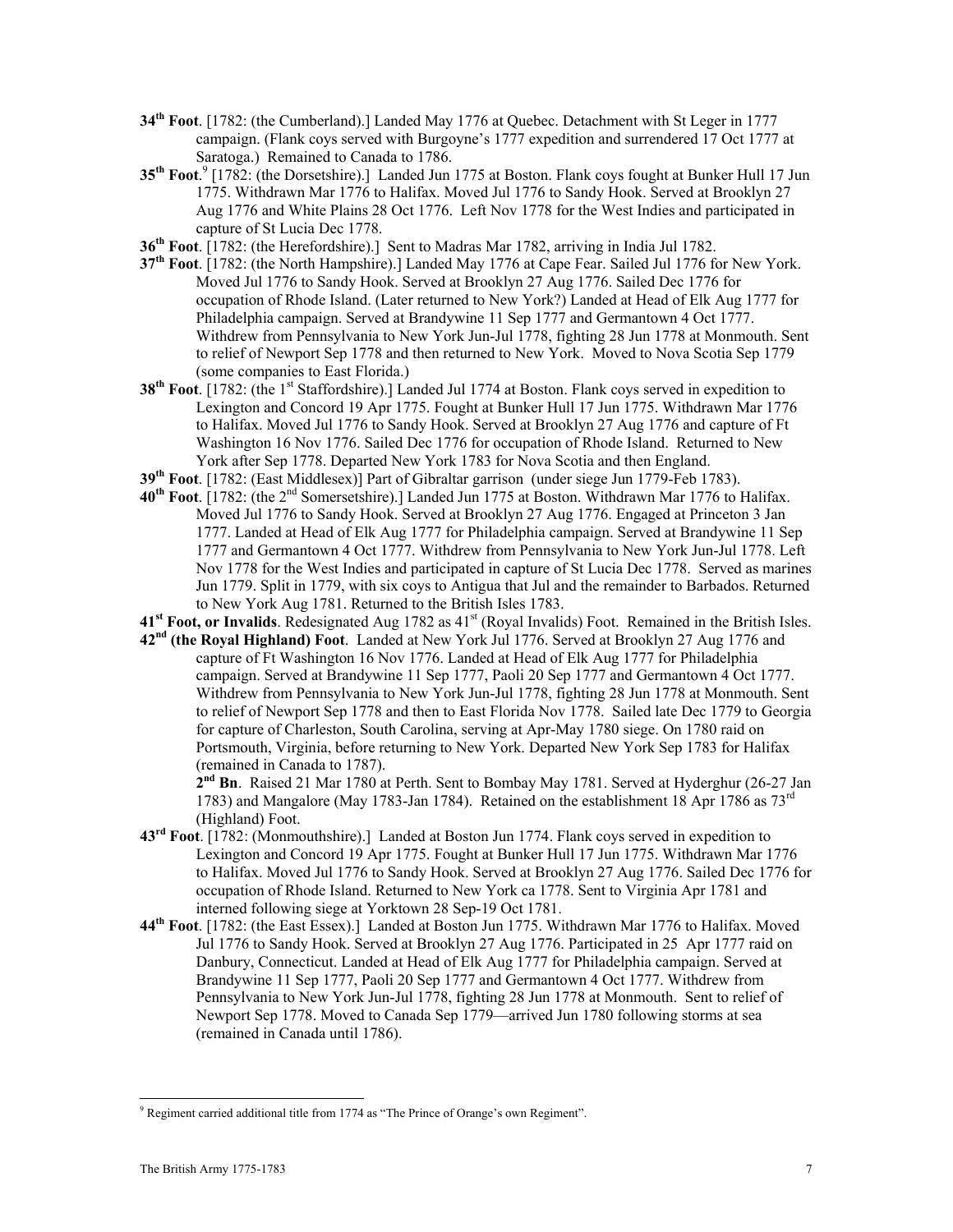**34th Foot**. [1782: (the Cumberland).] Landed May 1776 at Quebec. Detachment with St Leger in 1777 campaign. (Flank coys served with Burgoyne's 1777 expedition and surrendered 17 Oct 1777 at Saratoga.) Remained to Canada to 1786.

**35th Foot**.[9] [1782: (the Dorsetshire).] Landed Jun 1775 at Boston. Flank coys fought at Bunker Hull 17 Jun 1775. Withdrawn Mar 1776 to Halifax. Moved Jul 1776 to Sandy Hook. Served at Brooklyn 27 Aug 1776 and White Plains 28 Oct 1776. Left Nov 1778 for the West Indies and participated in capture of St Lucia Dec 1778.

**36th Foot**. [1782: (the Herefordshire).] Sent to Madras Mar 1782, arriving in India Jul 1782.

**37th Foot**. [1782: (the North Hampshire).] Landed May 1776 at Cape Fear. Sailed Jul 1776 for New York. Moved Jul 1776 to Sandy Hook. Served at Brooklyn 27 Aug 1776. Sailed Dec 1776 for occupation of Rhode Island. (Later returned to New York?) Landed at Head of Elk Aug 1777 for Philadelphia campaign. Served at Brandywine 11 Sep 1777 and Germantown 4 Oct 1777. Withdrew from Pennsylvania to New York Jun-Jul 1778, fighting 28 Jun 1778 at Monmouth. Sent to relief of Newport Sep 1778 and then returned to New York. Moved to Nova Scotia Sep 1779 (some companies to East Florida.)

**38th Foot**. [1782: (the 1st Staffordshire).] Landed Jul 1774 at Boston. Flank coys served in expedition to Lexington and Concord 19 Apr 1775. Fought at Bunker Hull 17 Jun 1775. Withdrawn Mar 1776 to Halifax. Moved Jul 1776 to Sandy Hook. Served at Brooklyn 27 Aug 1776 and capture of Ft Washington 16 Nov 1776. Sailed Dec 1776 for occupation of Rhode Island. Returned to New York after Sep 1778. Departed New York 1783 for Nova Scotia and then England.

**39th Foot**. [1782: (East Middlesex)] Part of Gibraltar garrison (under siege Jun 1779-Feb 1783).

**40th Foot**. [1782: (the 2nd Somersetshire).] Landed Jun 1775 at Boston. Withdrawn Mar 1776 to Halifax. Moved Jul 1776 to Sandy Hook. Served at Brooklyn 27 Aug 1776. Engaged at Princeton 3 Jan 1777. Landed at Head of Elk Aug 1777 for Philadelphia campaign. Served at Brandywine 11 Sep 1777 and Germantown 4 Oct 1777. Withdrew from Pennsylvania to New York Jun-Jul 1778. Left Nov 1778 for the West Indies and participated in capture of St Lucia Dec 1778. Served as marines Jun 1779. Split in 1779, with six coys to Antigua that Jul and the remainder to Barbados. Returned to New York Aug 1781. Returned to the British Isles 1783.

**41st Foot, or Invalids**. Redesignated Aug 1782 as 41st (Royal Invalids) Foot. Remained in the British Isles.

**42nd (the Royal Highland) Foot**. Landed at New York Jul 1776. Served at Brooklyn 27 Aug 1776 and capture of Ft Washington 16 Nov 1776. Landed at Head of Elk Aug 1777 for Philadelphia campaign. Served at Brandywine 11 Sep 1777, Paoli 20 Sep 1777 and Germantown 4 Oct 1777. Withdrew from Pennsylvania to New York Jun-Jul 1778, fighting 28 Jun 1778 at Monmouth. Sent to relief of Newport Sep 1778 and then to East Florida Nov 1778. Sailed late Dec 1779 to Georgia for capture of Charleston, South Carolina, serving at Apr-May 1780 siege. On 1780 raid on Portsmouth, Virginia, before returning to New York. Departed New York Sep 1783 for Halifax (remained in Canada to 1787).

**2nd Bn**. Raised 21 Mar 1780 at Perth. Sent to Bombay May 1781. Served at Hyderghur (26-27 Jan 1783) and Mangalore (May 1783-Jan 1784). Retained on the establishment 18 Apr 1786 as 73rd (Highland) Foot.

**43rd Foot**. [1782: (Monmouthshire).] Landed at Boston Jun 1774. Flank coys served in expedition to Lexington and Concord 19 Apr 1775. Fought at Bunker Hull 17 Jun 1775. Withdrawn Mar 1776 to Halifax. Moved Jul 1776 to Sandy Hook. Served at Brooklyn 27 Aug 1776. Sailed Dec 1776 for occupation of Rhode Island. Returned to New York ca 1778. Sent to Virginia Apr 1781 and interned following siege at Yorktown 28 Sep-19 Oct 1781.

**44th Foot**. [1782: (the East Essex).] Landed at Boston Jun 1775. Withdrawn Mar 1776 to Halifax. Moved Jul 1776 to Sandy Hook. Served at Brooklyn 27 Aug 1776. Participated in 25 Apr 1777 raid on Danbury, Connecticut. Landed at Head of Elk Aug 1777 for Philadelphia campaign. Served at Brandywine 11 Sep 1777, Paoli 20 Sep 1777 and Germantown 4 Oct 1777. Withdrew from Pennsylvania to New York Jun-Jul 1778, fighting 28 Jun 1778 at Monmouth. Sent to relief of Newport Sep 1778. Moved to Canada Sep 1779—arrived Jun 1780 following storms at sea (remained in Canada until 1786).

---

[9] Regiment carried additional title from 1774 as "The Prince of Orange's own Regiment".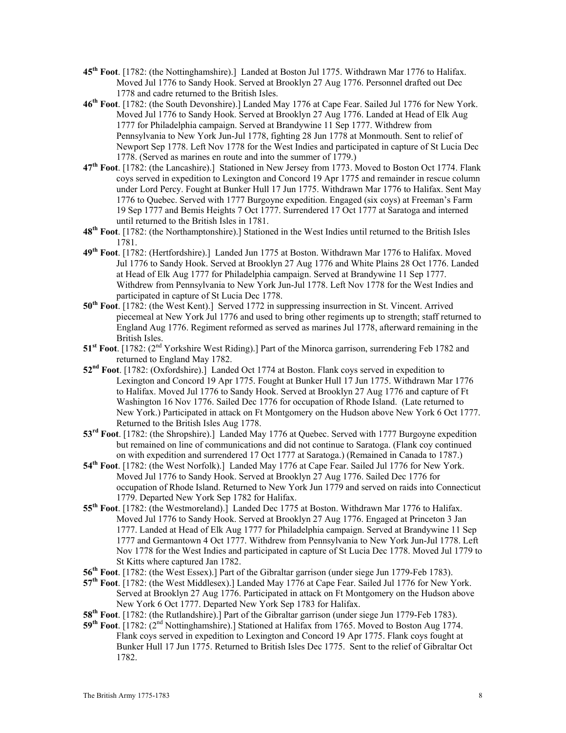**45th Foot**. [1782: (the Nottinghamshire).] Landed at Boston Jul 1775. Withdrawn Mar 1776 to Halifax. Moved Jul 1776 to Sandy Hook. Served at Brooklyn 27 Aug 1776. Personnel drafted out Dec 1778 and cadre returned to the British Isles.

**46th Foot**. [1782: (the South Devonshire).] Landed May 1776 at Cape Fear. Sailed Jul 1776 for New York. Moved Jul 1776 to Sandy Hook. Served at Brooklyn 27 Aug 1776. Landed at Head of Elk Aug 1777 for Philadelphia campaign. Served at Brandywine 11 Sep 1777. Withdrew from Pennsylvania to New York Jun-Jul 1778, fighting 28 Jun 1778 at Monmouth. Sent to relief of Newport Sep 1778. Left Nov 1778 for the West Indies and participated in capture of St Lucia Dec 1778. (Served as marines en route and into the summer of 1779.)

**47th Foot**. [1782: (the Lancashire).] Stationed in New Jersey from 1773. Moved to Boston Oct 1774. Flank coys served in expedition to Lexington and Concord 19 Apr 1775 and remainder in rescue column under Lord Percy. Fought at Bunker Hull 17 Jun 1775. Withdrawn Mar 1776 to Halifax. Sent May 1776 to Quebec. Served with 1777 Burgoyne expedition. Engaged (six coys) at Freeman's Farm 19 Sep 1777 and Bemis Heights 7 Oct 1777. Surrendered 17 Oct 1777 at Saratoga and interned until returned to the British Isles in 1781.

**48th Foot**. [1782: (the Northamptonshire).] Stationed in the West Indies until returned to the British Isles 1781.

**49th Foot**. [1782: (Hertfordshire).] Landed Jun 1775 at Boston. Withdrawn Mar 1776 to Halifax. Moved Jul 1776 to Sandy Hook. Served at Brooklyn 27 Aug 1776 and White Plains 28 Oct 1776. Landed at Head of Elk Aug 1777 for Philadelphia campaign. Served at Brandywine 11 Sep 1777. Withdrew from Pennsylvania to New York Jun-Jul 1778. Left Nov 1778 for the West Indies and participated in capture of St Lucia Dec 1778.

**50th Foot**. [1782: (the West Kent).] Served 1772 in suppressing insurrection in St. Vincent. Arrived piecemeal at New York Jul 1776 and used to bring other regiments up to strength; staff returned to England Aug 1776. Regiment reformed as served as marines Jul 1778, afterward remaining in the British Isles.

**51st Foot**. [1782: (2nd Yorkshire West Riding).] Part of the Minorca garrison, surrendering Feb 1782 and returned to England May 1782.

**52nd Foot**. [1782: (Oxfordshire).] Landed Oct 1774 at Boston. Flank coys served in expedition to Lexington and Concord 19 Apr 1775. Fought at Bunker Hull 17 Jun 1775. Withdrawn Mar 1776 to Halifax. Moved Jul 1776 to Sandy Hook. Served at Brooklyn 27 Aug 1776 and capture of Ft Washington 16 Nov 1776. Sailed Dec 1776 for occupation of Rhode Island. (Late returned to New York.) Participated in attack on Ft Montgomery on the Hudson above New York 6 Oct 1777. Returned to the British Isles Aug 1778.

**53rd Foot**. [1782: (the Shropshire).] Landed May 1776 at Quebec. Served with 1777 Burgoyne expedition but remained on line of communications and did not continue to Saratoga. (Flank coy continued on with expedition and surrendered 17 Oct 1777 at Saratoga.) (Remained in Canada to 1787.)

**54th Foot**. [1782: (the West Norfolk).] Landed May 1776 at Cape Fear. Sailed Jul 1776 for New York. Moved Jul 1776 to Sandy Hook. Served at Brooklyn 27 Aug 1776. Sailed Dec 1776 for occupation of Rhode Island. Returned to New York Jun 1779 and served on raids into Connecticut 1779. Departed New York Sep 1782 for Halifax.

**55th Foot**. [1782: (the Westmoreland).] Landed Dec 1775 at Boston. Withdrawn Mar 1776 to Halifax. Moved Jul 1776 to Sandy Hook. Served at Brooklyn 27 Aug 1776. Engaged at Princeton 3 Jan 1777. Landed at Head of Elk Aug 1777 for Philadelphia campaign. Served at Brandywine 11 Sep 1777 and Germantown 4 Oct 1777. Withdrew from Pennsylvania to New York Jun-Jul 1778. Left Nov 1778 for the West Indies and participated in capture of St Lucia Dec 1778. Moved Jul 1779 to St Kitts where captured Jan 1782.

**56th Foot**. [1782: (the West Essex).] Part of the Gibraltar garrison (under siege Jun 1779-Feb 1783).

**57th Foot**. [1782: (the West Middlesex).] Landed May 1776 at Cape Fear. Sailed Jul 1776 for New York. Served at Brooklyn 27 Aug 1776. Participated in attack on Ft Montgomery on the Hudson above New York 6 Oct 1777. Departed New York Sep 1783 for Halifax.

**58th Foot**. [1782: (the Rutlandshire).] Part of the Gibraltar garrison (under siege Jun 1779-Feb 1783).

**59th Foot**. [1782: (2nd Nottinghamshire).] Stationed at Halifax from 1765. Moved to Boston Aug 1774. Flank coys served in expedition to Lexington and Concord 19 Apr 1775. Flank coys fought at Bunker Hull 17 Jun 1775. Returned to British Isles Dec 1775. Sent to the relief of Gibraltar Oct 1782.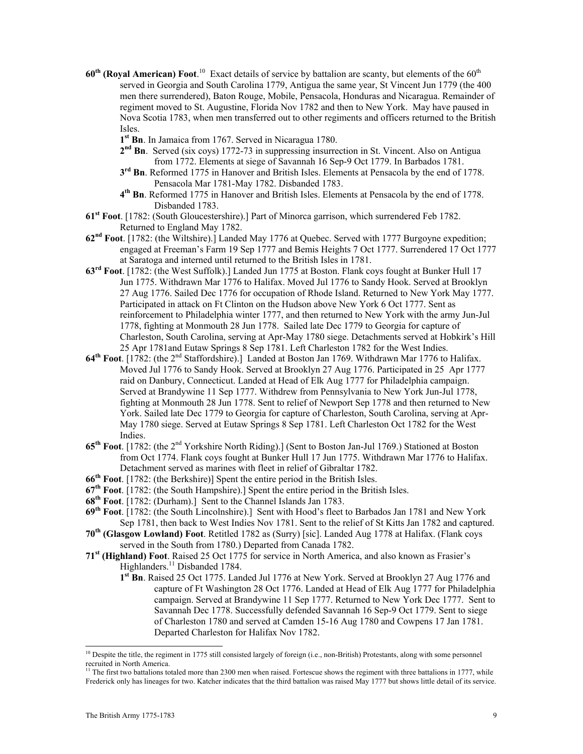**60th (Royal American) Foot**.[10] Exact details of service by battalion are scanty, but elements of the 60th served in Georgia and South Carolina 1779, Antigua the same year, St Vincent Jun 1779 (the 400 men there surrendered), Baton Rouge, Mobile, Pensacola, Honduras and Nicaragua. Remainder of regiment moved to St. Augustine, Florida Nov 1782 and then to New York. May have paused in Nova Scotia 1783, when men transferred out to other regiments and officers returned to the British Isles.

- **1st Bn**. In Jamaica from 1767. Served in Nicaragua 1780.
- **2nd Bn**. Served (six coys) 1772-73 in suppressing insurrection in St. Vincent. Also on Antigua from 1772. Elements at siege of Savannah 16 Sep-9 Oct 1779. In Barbados 1781.
- **3rd Bn**. Reformed 1775 in Hanover and British Isles. Elements at Pensacola by the end of 1778. Pensacola Mar 1781-May 1782. Disbanded 1783.
- **4th Bn**. Reformed 1775 in Hanover and British Isles. Elements at Pensacola by the end of 1778. Disbanded 1783.

**61st Foot**. [1782: (South Gloucestershire).] Part of Minorca garrison, which surrendered Feb 1782. Returned to England May 1782.

**62nd Foot**. [1782: (the Wiltshire).] Landed May 1776 at Quebec. Served with 1777 Burgoyne expedition; engaged at Freeman's Farm 19 Sep 1777 and Bemis Heights 7 Oct 1777. Surrendered 17 Oct 1777 at Saratoga and interned until returned to the British Isles in 1781.

**63rd Foot**. [1782: (the West Suffolk).] Landed Jun 1775 at Boston. Flank coys fought at Bunker Hull 17 Jun 1775. Withdrawn Mar 1776 to Halifax. Moved Jul 1776 to Sandy Hook. Served at Brooklyn 27 Aug 1776. Sailed Dec 1776 for occupation of Rhode Island. Returned to New York May 1777. Participated in attack on Ft Clinton on the Hudson above New York 6 Oct 1777. Sent as reinforcement to Philadelphia winter 1777, and then returned to New York with the army Jun-Jul 1778, fighting at Monmouth 28 Jun 1778. Sailed late Dec 1779 to Georgia for capture of Charleston, South Carolina, serving at Apr-May 1780 siege. Detachments served at Hobkirk's Hill 25 Apr 1781and Eutaw Springs 8 Sep 1781. Left Charleston 1782 for the West Indies.

**64th Foot**. [1782: (the 2nd Staffordshire).] Landed at Boston Jan 1769. Withdrawn Mar 1776 to Halifax. Moved Jul 1776 to Sandy Hook. Served at Brooklyn 27 Aug 1776. Participated in 25 Apr 1777 raid on Danbury, Connecticut. Landed at Head of Elk Aug 1777 for Philadelphia campaign. Served at Brandywine 11 Sep 1777. Withdrew from Pennsylvania to New York Jun-Jul 1778, fighting at Monmouth 28 Jun 1778. Sent to relief of Newport Sep 1778 and then returned to New York. Sailed late Dec 1779 to Georgia for capture of Charleston, South Carolina, serving at Apr-May 1780 siege. Served at Eutaw Springs 8 Sep 1781. Left Charleston Oct 1782 for the West Indies.

**65th Foot**. [1782: (the 2nd Yorkshire North Riding).] (Sent to Boston Jan-Jul 1769.) Stationed at Boston from Oct 1774. Flank coys fought at Bunker Hull 17 Jun 1775. Withdrawn Mar 1776 to Halifax. Detachment served as marines with fleet in relief of Gibraltar 1782.

**66th Foot**. [1782: (the Berkshire)] Spent the entire period in the British Isles.

**67th Foot**. [1782: (the South Hampshire).] Spent the entire period in the British Isles.

**68th Foot**. [1782: (Durham).] Sent to the Channel Islands Jan 1783.

**69th Foot**. [1782: (the South Lincolnshire).] Sent with Hood's fleet to Barbados Jan 1781 and New York Sep 1781, then back to West Indies Nov 1781. Sent to the relief of St Kitts Jan 1782 and captured.

**70th (Glasgow Lowland) Foot**. Retitled 1782 as (Surry) [sic]. Landed Aug 1778 at Halifax. (Flank coys served in the South from 1780.) Departed from Canada 1782.

**71st (Highland) Foot**. Raised 25 Oct 1775 for service in North America, and also known as Frasier's Highlanders.[11] Disbanded 1784.

- **1st Bn**. Raised 25 Oct 1775. Landed Jul 1776 at New York. Served at Brooklyn 27 Aug 1776 and capture of Ft Washington 28 Oct 1776. Landed at Head of Elk Aug 1777 for Philadelphia campaign. Served at Brandywine 11 Sep 1777. Returned to New York Dec 1777. Sent to Savannah Dec 1778. Successfully defended Savannah 16 Sep-9 Oct 1779. Sent to siege of Charleston 1780 and served at Camden 15-16 Aug 1780 and Cowpens 17 Jan 1781. Departed Charleston for Halifax Nov 1782.

---

[10] Despite the title, the regiment in 1775 still consisted largely of foreign (i.e., non-British) Protestants, along with some personnel recruited in North America.

[11] The first two battalions totaled more than 2300 men when raised. Fortescue shows the regiment with three battalions in 1777, while Frederick only has lineages for two. Katcher indicates that the third battalion was raised May 1777 but shows little detail of its service.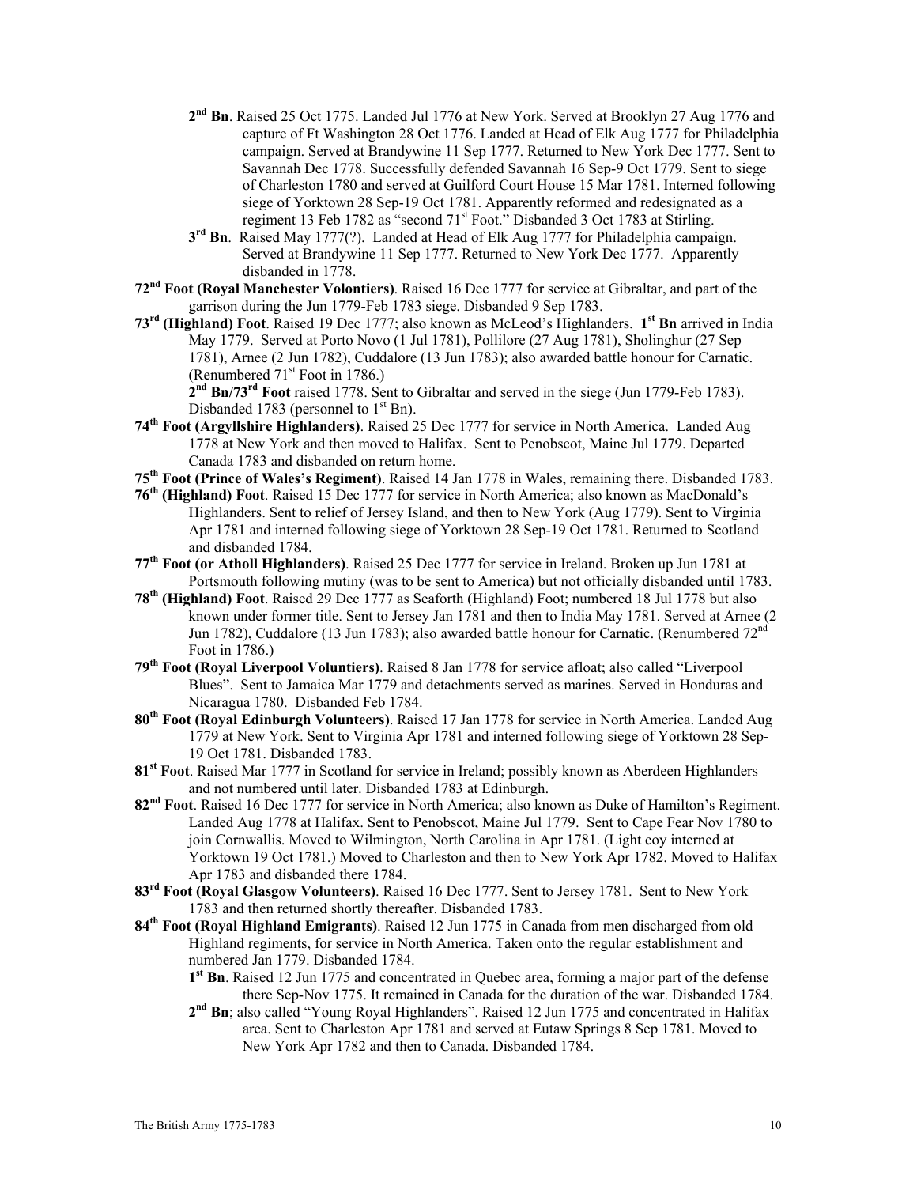**2nd Bn**. Raised 25 Oct 1775. Landed Jul 1776 at New York. Served at Brooklyn 27 Aug 1776 and capture of Ft Washington 28 Oct 1776. Landed at Head of Elk Aug 1777 for Philadelphia campaign. Served at Brandywine 11 Sep 1777. Returned to New York Dec 1777. Sent to Savannah Dec 1778. Successfully defended Savannah 16 Sep-9 Oct 1779. Sent to siege of Charleston 1780 and served at Guilford Court House 15 Mar 1781. Interned following siege of Yorktown 28 Sep-19 Oct 1781. Apparently reformed and redesignated as a regiment 13 Feb 1782 as "second 71st Foot." Disbanded 3 Oct 1783 at Stirling.

**3rd Bn**. Raised May 1777(?). Landed at Head of Elk Aug 1777 for Philadelphia campaign. Served at Brandywine 11 Sep 1777. Returned to New York Dec 1777. Apparently disbanded in 1778.

**72nd Foot (Royal Manchester Volontiers)**. Raised 16 Dec 1777 for service at Gibraltar, and part of the garrison during the Jun 1779-Feb 1783 siege. Disbanded 9 Sep 1783.

**73rd (Highland) Foot**. Raised 19 Dec 1777; also known as McLeod's Highlanders. **1st Bn** arrived in India May 1779. Served at Porto Novo (1 Jul 1781), Pollilore (27 Aug 1781), Sholinghur (27 Sep 1781), Arnee (2 Jun 1782), Cuddalore (13 Jun 1783); also awarded battle honour for Carnatic. (Renumbered 71st Foot in 1786.)

**2nd Bn/73rd Foot** raised 1778. Sent to Gibraltar and served in the siege (Jun 1779-Feb 1783). Disbanded 1783 (personnel to 1st Bn).

**74th Foot (Argyllshire Highlanders)**. Raised 25 Dec 1777 for service in North America. Landed Aug 1778 at New York and then moved to Halifax. Sent to Penobscot, Maine Jul 1779. Departed Canada 1783 and disbanded on return home.

**75th Foot (Prince of Wales's Regiment)**. Raised 14 Jan 1778 in Wales, remaining there. Disbanded 1783.

**76th (Highland) Foot**. Raised 15 Dec 1777 for service in North America; also known as MacDonald's Highlanders. Sent to relief of Jersey Island, and then to New York (Aug 1779). Sent to Virginia Apr 1781 and interned following siege of Yorktown 28 Sep-19 Oct 1781. Returned to Scotland and disbanded 1784.

**77th Foot (or Atholl Highlanders)**. Raised 25 Dec 1777 for service in Ireland. Broken up Jun 1781 at Portsmouth following mutiny (was to be sent to America) but not officially disbanded until 1783.

**78th (Highland) Foot**. Raised 29 Dec 1777 as Seaforth (Highland) Foot; numbered 18 Jul 1778 but also known under former title. Sent to Jersey Jan 1781 and then to India May 1781. Served at Arnee (2 Jun 1782), Cuddalore (13 Jun 1783); also awarded battle honour for Carnatic. (Renumbered 72nd Foot in 1786.)

**79th Foot (Royal Liverpool Voluntiers)**. Raised 8 Jan 1778 for service afloat; also called "Liverpool Blues". Sent to Jamaica Mar 1779 and detachments served as marines. Served in Honduras and Nicaragua 1780. Disbanded Feb 1784.

**80th Foot (Royal Edinburgh Volunteers)**. Raised 17 Jan 1778 for service in North America. Landed Aug 1779 at New York. Sent to Virginia Apr 1781 and interned following siege of Yorktown 28 Sep-19 Oct 1781. Disbanded 1783.

**81st Foot**. Raised Mar 1777 in Scotland for service in Ireland; possibly known as Aberdeen Highlanders and not numbered until later. Disbanded 1783 at Edinburgh.

**82nd Foot**. Raised 16 Dec 1777 for service in North America; also known as Duke of Hamilton's Regiment. Landed Aug 1778 at Halifax. Sent to Penobscot, Maine Jul 1779. Sent to Cape Fear Nov 1780 to join Cornwallis. Moved to Wilmington, North Carolina in Apr 1781. (Light coy interned at Yorktown 19 Oct 1781.) Moved to Charleston and then to New York Apr 1782. Moved to Halifax Apr 1783 and disbanded there 1784.

**83rd Foot (Royal Glasgow Volunteers)**. Raised 16 Dec 1777. Sent to Jersey 1781. Sent to New York 1783 and then returned shortly thereafter. Disbanded 1783.

**84th Foot (Royal Highland Emigrants)**. Raised 12 Jun 1775 in Canada from men discharged from old Highland regiments, for service in North America. Taken onto the regular establishment and numbered Jan 1779. Disbanded 1784.

**1st Bn**. Raised 12 Jun 1775 and concentrated in Quebec area, forming a major part of the defense there Sep-Nov 1775. It remained in Canada for the duration of the war. Disbanded 1784.

**2nd Bn**; also called "Young Royal Highlanders". Raised 12 Jun 1775 and concentrated in Halifax area. Sent to Charleston Apr 1781 and served at Eutaw Springs 8 Sep 1781. Moved to New York Apr 1782 and then to Canada. Disbanded 1784.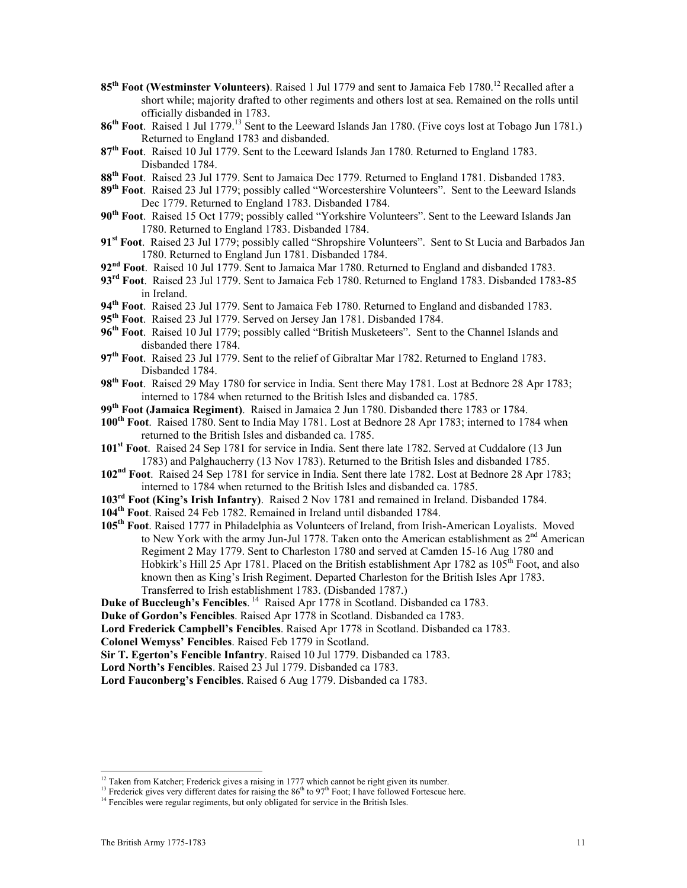**85th Foot (Westminster Volunteers)**. Raised 1 Jul 1779 and sent to Jamaica Feb 1780.[12] Recalled after a short while; majority drafted to other regiments and others lost at sea. Remained on the rolls until officially disbanded in 1783.

**86th Foot**. Raised 1 Jul 1779.[13] Sent to the Leeward Islands Jan 1780. (Five coys lost at Tobago Jun 1781.) Returned to England 1783 and disbanded.

**87th Foot**. Raised 10 Jul 1779. Sent to the Leeward Islands Jan 1780. Returned to England 1783. Disbanded 1784.

**88th Foot**. Raised 23 Jul 1779. Sent to Jamaica Dec 1779. Returned to England 1781. Disbanded 1783.

**89th Foot**. Raised 23 Jul 1779; possibly called "Worcestershire Volunteers". Sent to the Leeward Islands Dec 1779. Returned to England 1783. Disbanded 1784.

**90th Foot**. Raised 15 Oct 1779; possibly called "Yorkshire Volunteers". Sent to the Leeward Islands Jan 1780. Returned to England 1783. Disbanded 1784.

**91st Foot**. Raised 23 Jul 1779; possibly called "Shropshire Volunteers". Sent to St Lucia and Barbados Jan 1780. Returned to England Jun 1781. Disbanded 1784.

**92nd Foot**. Raised 10 Jul 1779. Sent to Jamaica Mar 1780. Returned to England and disbanded 1783.

**93rd Foot**. Raised 23 Jul 1779. Sent to Jamaica Feb 1780. Returned to England 1783. Disbanded 1783-85 in Ireland.

**94th Foot**. Raised 23 Jul 1779. Sent to Jamaica Feb 1780. Returned to England and disbanded 1783.

**95th Foot**. Raised 23 Jul 1779. Served on Jersey Jan 1781. Disbanded 1784.

**96th Foot**. Raised 10 Jul 1779; possibly called "British Musketeers". Sent to the Channel Islands and disbanded there 1784.

**97th Foot**. Raised 23 Jul 1779. Sent to the relief of Gibraltar Mar 1782. Returned to England 1783. Disbanded 1784.

**98th Foot**. Raised 29 May 1780 for service in India. Sent there May 1781. Lost at Bednore 28 Apr 1783; interned to 1784 when returned to the British Isles and disbanded ca. 1785.

**99th Foot (Jamaica Regiment)**. Raised in Jamaica 2 Jun 1780. Disbanded there 1783 or 1784.

**100th Foot**. Raised 1780. Sent to India May 1781. Lost at Bednore 28 Apr 1783; interned to 1784 when returned to the British Isles and disbanded ca. 1785.

**101st Foot**. Raised 24 Sep 1781 for service in India. Sent there late 1782. Served at Cuddalore (13 Jun 1783) and Palghaucherry (13 Nov 1783). Returned to the British Isles and disbanded 1785.

**102nd Foot**. Raised 24 Sep 1781 for service in India. Sent there late 1782. Lost at Bednore 28 Apr 1783; interned to 1784 when returned to the British Isles and disbanded ca. 1785.

**103rd Foot (King's Irish Infantry)**. Raised 2 Nov 1781 and remained in Ireland. Disbanded 1784.

**104th Foot**. Raised 24 Feb 1782. Remained in Ireland until disbanded 1784.

**105th Foot**. Raised 1777 in Philadelphia as Volunteers of Ireland, from Irish-American Loyalists. Moved to New York with the army Jun-Jul 1778. Taken onto the American establishment as 2nd American Regiment 2 May 1779. Sent to Charleston 1780 and served at Camden 15-16 Aug 1780 and Hobkirk's Hill 25 Apr 1781. Placed on the British establishment Apr 1782 as 105th Foot, and also known then as King's Irish Regiment. Departed Charleston for the British Isles Apr 1783. Transferred to Irish establishment 1783. (Disbanded 1787.)

**Duke of Buccleugh's Fencibles**.[14] Raised Apr 1778 in Scotland. Disbanded ca 1783.

**Duke of Gordon's Fencibles**. Raised Apr 1778 in Scotland. Disbanded ca 1783.

**Lord Frederick Campbell's Fencibles**. Raised Apr 1778 in Scotland. Disbanded ca 1783.

**Colonel Wemyss' Fencibles**. Raised Feb 1779 in Scotland.

**Sir T. Egerton's Fencible Infantry**. Raised 10 Jul 1779. Disbanded ca 1783.

**Lord North's Fencibles**. Raised 23 Jul 1779. Disbanded ca 1783.

**Lord Fauconberg's Fencibles**. Raised 6 Aug 1779. Disbanded ca 1783.

---

[12] Taken from Katcher; Frederick gives a raising in 1777 which cannot be right given its number.

[13] Frederick gives very different dates for raising the 86th to 97th Foot; I have followed Fortescue here.

[14] Fencibles were regular regiments, but only obligated for service in the British Isles.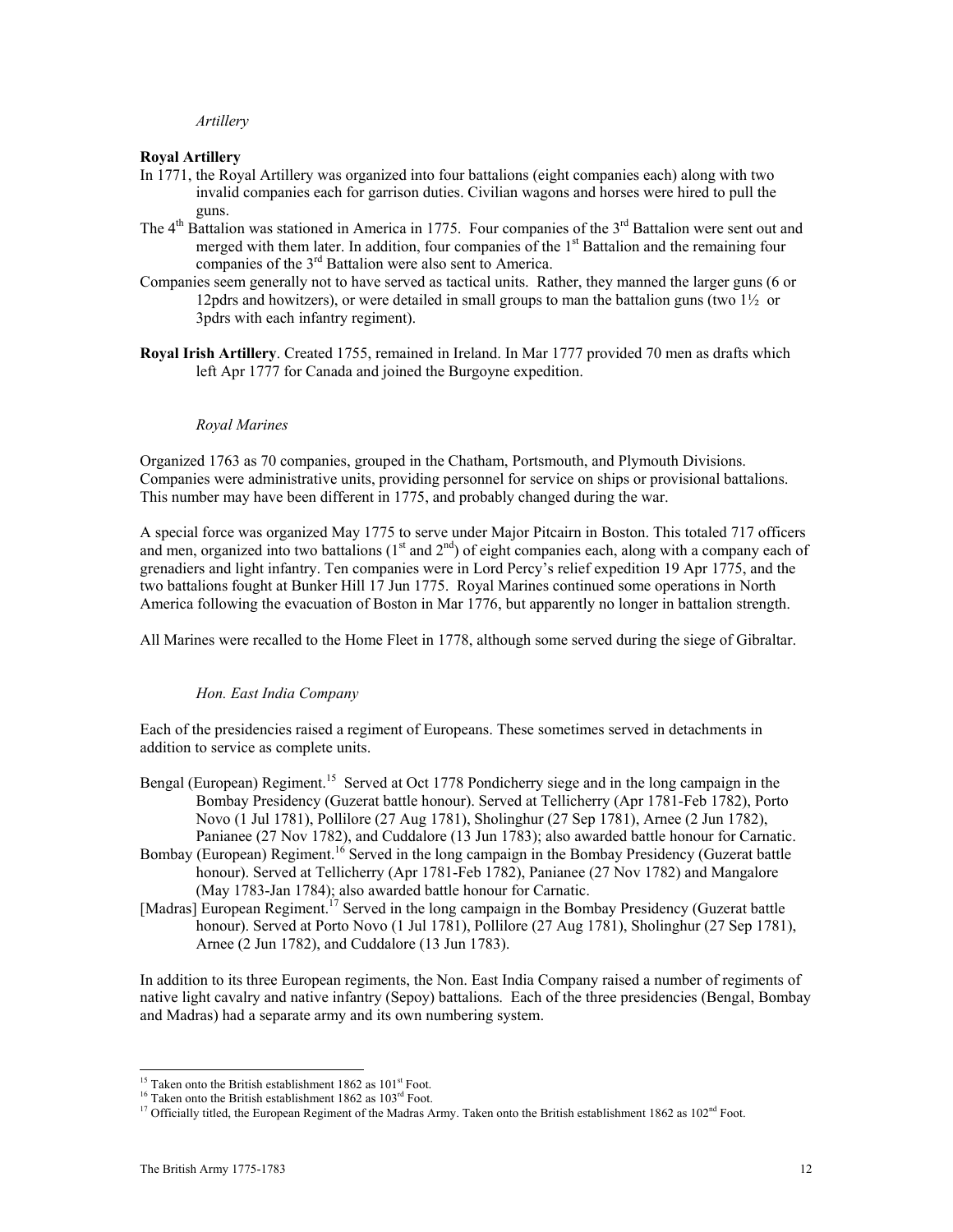*Artillery*

**Royal Artillery**

In 1771, the Royal Artillery was organized into four battalions (eight companies each) along with two invalid companies each for garrison duties. Civilian wagons and horses were hired to pull the guns.

The 4th Battalion was stationed in America in 1775. Four companies of the 3rd Battalion were sent out and merged with them later. In addition, four companies of the 1st Battalion and the remaining four companies of the 3rd Battalion were also sent to America.

Companies seem generally not to have served as tactical units. Rather, they manned the larger guns (6 or 12pdrs and howitzers), or were detailed in small groups to man the battalion guns (two 1½ or 3pdrs with each infantry regiment).

**Royal Irish Artillery**. Created 1755, remained in Ireland. In Mar 1777 provided 70 men as drafts which left Apr 1777 for Canada and joined the Burgoyne expedition.

*Royal Marines*

Organized 1763 as 70 companies, grouped in the Chatham, Portsmouth, and Plymouth Divisions. Companies were administrative units, providing personnel for service on ships or provisional battalions. This number may have been different in 1775, and probably changed during the war.

A special force was organized May 1775 to serve under Major Pitcairn in Boston. This totaled 717 officers and men, organized into two battalions (1st and 2nd) of eight companies each, along with a company each of grenadiers and light infantry. Ten companies were in Lord Percy's relief expedition 19 Apr 1775, and the two battalions fought at Bunker Hill 17 Jun 1775. Royal Marines continued some operations in North America following the evacuation of Boston in Mar 1776, but apparently no longer in battalion strength.

All Marines were recalled to the Home Fleet in 1778, although some served during the siege of Gibraltar.

*Hon. East India Company*

Each of the presidencies raised a regiment of Europeans. These sometimes served in detachments in addition to service as complete units.

Bengal (European) Regiment.[15] Served at Oct 1778 Pondicherry siege and in the long campaign in the Bombay Presidency (Guzerat battle honour). Served at Tellicherry (Apr 1781-Feb 1782), Porto Novo (1 Jul 1781), Pollilore (27 Aug 1781), Sholinghur (27 Sep 1781), Arnee (2 Jun 1782), Panianee (27 Nov 1782), and Cuddalore (13 Jun 1783); also awarded battle honour for Carnatic.

Bombay (European) Regiment.[16] Served in the long campaign in the Bombay Presidency (Guzerat battle honour). Served at Tellicherry (Apr 1781-Feb 1782), Panianee (27 Nov 1782) and Mangalore (May 1783-Jan 1784); also awarded battle honour for Carnatic.

[Madras] European Regiment.[17] Served in the long campaign in the Bombay Presidency (Guzerat battle honour). Served at Porto Novo (1 Jul 1781), Pollilore (27 Aug 1781), Sholinghur (27 Sep 1781), Arnee (2 Jun 1782), and Cuddalore (13 Jun 1783).

In addition to its three European regiments, the Non. East India Company raised a number of regiments of native light cavalry and native infantry (Sepoy) battalions. Each of the three presidencies (Bengal, Bombay and Madras) had a separate army and its own numbering system.

---

[15] Taken onto the British establishment 1862 as 101st Foot.

[16] Taken onto the British establishment 1862 as 103rd Foot.

[17] Officially titled, the European Regiment of the Madras Army. Taken onto the British establishment 1862 as 102nd Foot.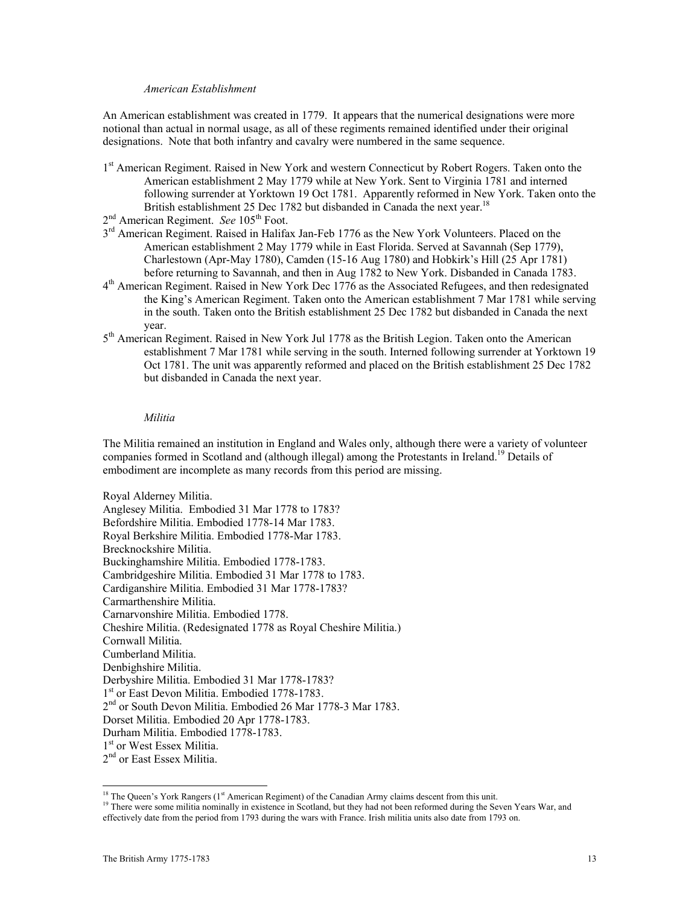*American Establishment*

An American establishment was created in 1779. It appears that the numerical designations were more notional than actual in normal usage, as all of these regiments remained identified under their original designations. Note that both infantry and cavalry were numbered in the same sequence.

1st American Regiment. Raised in New York and western Connecticut by Robert Rogers. Taken onto the American establishment 2 May 1779 while at New York. Sent to Virginia 1781 and interned following surrender at Yorktown 19 Oct 1781. Apparently reformed in New York. Taken onto the British establishment 25 Dec 1782 but disbanded in Canada the next year.[18]

2nd American Regiment. *See* 105th Foot.

3rd American Regiment. Raised in Halifax Jan-Feb 1776 as the New York Volunteers. Placed on the American establishment 2 May 1779 while in East Florida. Served at Savannah (Sep 1779), Charlestown (Apr-May 1780), Camden (15-16 Aug 1780) and Hobkirk's Hill (25 Apr 1781) before returning to Savannah, and then in Aug 1782 to New York. Disbanded in Canada 1783.

4th American Regiment. Raised in New York Dec 1776 as the Associated Refugees, and then redesignated the King's American Regiment. Taken onto the American establishment 7 Mar 1781 while serving in the south. Taken onto the British establishment 25 Dec 1782 but disbanded in Canada the next year.

5th American Regiment. Raised in New York Jul 1778 as the British Legion. Taken onto the American establishment 7 Mar 1781 while serving in the south. Interned following surrender at Yorktown 19 Oct 1781. The unit was apparently reformed and placed on the British establishment 25 Dec 1782 but disbanded in Canada the next year.

*Militia*

The Militia remained an institution in England and Wales only, although there were a variety of volunteer companies formed in Scotland and (although illegal) among the Protestants in Ireland.[19] Details of embodiment are incomplete as many records from this period are missing.

Royal Alderney Militia.
Anglesey Militia. Embodied 31 Mar 1778 to 1783?
Befordshire Militia. Embodied 1778-14 Mar 1783.
Royal Berkshire Militia. Embodied 1778-Mar 1783.
Brecknockshire Militia.
Buckinghamshire Militia. Embodied 1778-1783.
Cambridgeshire Militia. Embodied 31 Mar 1778 to 1783.
Cardiganshire Militia. Embodied 31 Mar 1778-1783?
Carmarthenshire Militia.
Carnarvonshire Militia. Embodied 1778.
Cheshire Militia. (Redesignated 1778 as Royal Cheshire Militia.)
Cornwall Militia.
Cumberland Militia.
Denbighshire Militia.
Derbyshire Militia. Embodied 31 Mar 1778-1783?
1st or East Devon Militia. Embodied 1778-1783.
2nd or South Devon Militia. Embodied 26 Mar 1778-3 Mar 1783.
Dorset Militia. Embodied 20 Apr 1778-1783.
Durham Militia. Embodied 1778-1783.
1st or West Essex Militia.
2nd or East Essex Militia.

---

[18] The Queen's York Rangers (1st American Regiment) of the Canadian Army claims descent from this unit.

[19] There were some militia nominally in existence in Scotland, but they had not been reformed during the Seven Years War, and effectively date from the period from 1793 during the wars with France. Irish militia units also date from 1793 on.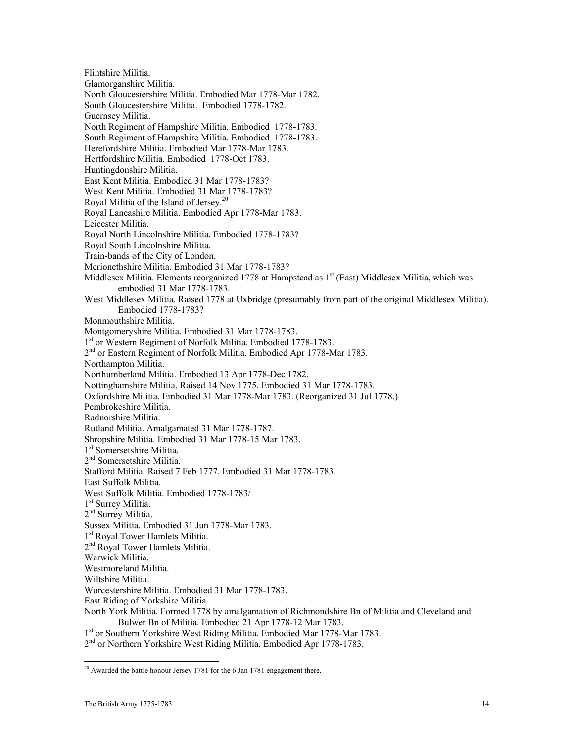Flintshire Militia.

Glamorganshire Militia.

North Gloucestershire Militia. Embodied Mar 1778-Mar 1782.

South Gloucestershire Militia. Embodied 1778-1782.

Guernsey Militia.

North Regiment of Hampshire Militia. Embodied 1778-1783.

South Regiment of Hampshire Militia. Embodied 1778-1783.

Herefordshire Militia. Embodied Mar 1778-Mar 1783.

Hertfordshire Militia. Embodied 1778-Oct 1783.

Huntingdonshire Militia.

East Kent Militia. Embodied 31 Mar 1778-1783?

West Kent Militia. Embodied 31 Mar 1778-1783?

Royal Militia of the Island of Jersey.[20]

Royal Lancashire Militia. Embodied Apr 1778-Mar 1783.

Leicester Militia.

Royal North Lincolnshire Militia. Embodied 1778-1783?

Royal South Lincolnshire Militia.

Train-bands of the City of London.

Merionethshire Militia. Embodied 31 Mar 1778-1783?

Middlesex Militia. Elements reorganized 1778 at Hampstead as 1st (East) Middlesex Militia, which was embodied 31 Mar 1778-1783.

West Middlesex Militia. Raised 1778 at Uxbridge (presumably from part of the original Middlesex Militia). Embodied 1778-1783?

Monmouthshire Militia.

Montgomeryshire Militia. Embodied 31 Mar 1778-1783.

1st or Western Regiment of Norfolk Militia. Embodied 1778-1783.

2nd or Eastern Regiment of Norfolk Militia. Embodied Apr 1778-Mar 1783.

Northampton Militia.

Northumberland Militia. Embodied 13 Apr 1778-Dec 1782.

Nottinghamshire Militia. Raised 14 Nov 1775. Embodied 31 Mar 1778-1783.

Oxfordshire Militia. Embodied 31 Mar 1778-Mar 1783. (Reorganized 31 Jul 1778.)

Pembrokeshire Militia.

Radnorshire Militia.

Rutland Militia. Amalgamated 31 Mar 1778-1787.

Shropshire Militia. Embodied 31 Mar 1778-15 Mar 1783.

1st Somersetshire Militia.

2nd Somersetshire Militia.

Stafford Militia. Raised 7 Feb 1777. Embodied 31 Mar 1778-1783.

East Suffolk Militia.

West Suffolk Militia. Embodied 1778-1783/

1st Surrey Militia.

2nd Surrey Militia.

Sussex Militia. Embodied 31 Jun 1778-Mar 1783.

1st Royal Tower Hamlets Militia.

2nd Royal Tower Hamlets Militia.

Warwick Militia.

Westmoreland Militia.

Wiltshire Militia.

Worcestershire Militia. Embodied 31 Mar 1778-1783.

East Riding of Yorkshire Militia.

North York Militia. Formed 1778 by amalgamation of Richmondshire Bn of Militia and Cleveland and Bulwer Bn of Militia. Embodied 21 Apr 1778-12 Mar 1783.

1st or Southern Yorkshire West Riding Militia. Embodied Mar 1778-Mar 1783.

2nd or Northern Yorkshire West Riding Militia. Embodied Apr 1778-1783.

---

[20] Awarded the battle honour Jersey 1781 for the 6 Jan 1781 engagement there.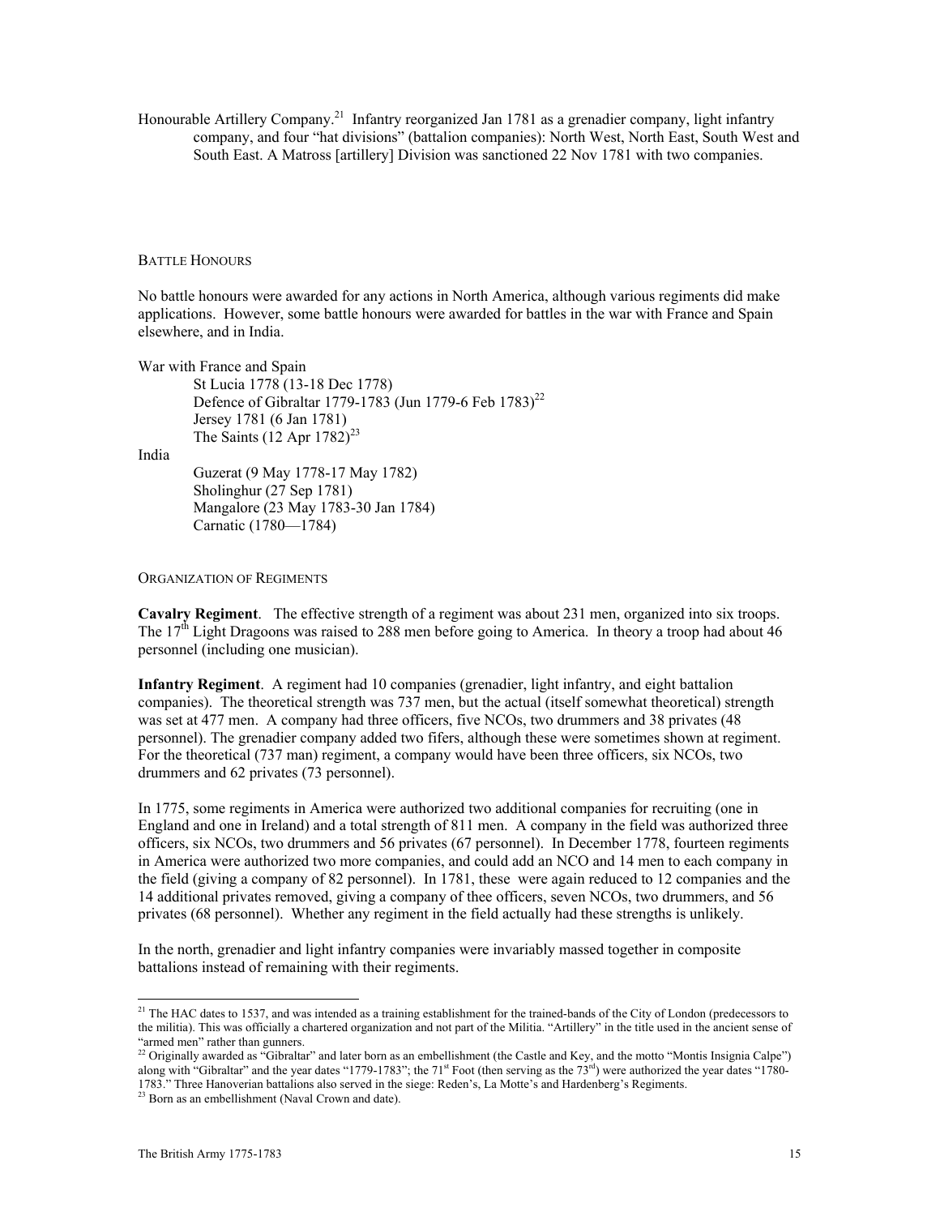Honourable Artillery Company.[21] Infantry reorganized Jan 1781 as a grenadier company, light infantry company, and four "hat divisions" (battalion companies): North West, North East, South West and South East. A Matross [artillery] Division was sanctioned 22 Nov 1781 with two companies.

## BATTLE HONOURS

No battle honours were awarded for any actions in North America, although various regiments did make applications. However, some battle honours were awarded for battles in the war with France and Spain elsewhere, and in India.

War with France and Spain

- St Lucia 1778 (13-18 Dec 1778)
- Defence of Gibraltar 1779-1783 (Jun 1779-6 Feb 1783)[22]
- Jersey 1781 (6 Jan 1781)
- The Saints (12 Apr 1782)[23]

India

- Guzerat (9 May 1778-17 May 1782)
- Sholinghur (27 Sep 1781)
- Mangalore (23 May 1783-30 Jan 1784)
- Carnatic (1780—1784)

## ORGANIZATION OF REGIMENTS

**Cavalry Regiment**. The effective strength of a regiment was about 231 men, organized into six troops. The 17th Light Dragoons was raised to 288 men before going to America. In theory a troop had about 46 personnel (including one musician).

**Infantry Regiment**. A regiment had 10 companies (grenadier, light infantry, and eight battalion companies). The theoretical strength was 737 men, but the actual (itself somewhat theoretical) strength was set at 477 men. A company had three officers, five NCOs, two drummers and 38 privates (48 personnel). The grenadier company added two fifers, although these were sometimes shown at regiment. For the theoretical (737 man) regiment, a company would have been three officers, six NCOs, two drummers and 62 privates (73 personnel).

In 1775, some regiments in America were authorized two additional companies for recruiting (one in England and one in Ireland) and a total strength of 811 men. A company in the field was authorized three officers, six NCOs, two drummers and 56 privates (67 personnel). In December 1778, fourteen regiments in America were authorized two more companies, and could add an NCO and 14 men to each company in the field (giving a company of 82 personnel). In 1781, these were again reduced to 12 companies and the 14 additional privates removed, giving a company of thee officers, seven NCOs, two drummers, and 56 privates (68 personnel). Whether any regiment in the field actually had these strengths is unlikely.

In the north, grenadier and light infantry companies were invariably massed together in composite battalions instead of remaining with their regiments.

---

[21] The HAC dates to 1537, and was intended as a training establishment for the trained-bands of the City of London (predecessors to the militia). This was officially a chartered organization and not part of the Militia. "Artillery" in the title used in the ancient sense of "armed men" rather than gunners.

[22] Originally awarded as "Gibraltar" and later born as an embellishment (the Castle and Key, and the motto "Montis Insignia Calpe") along with "Gibraltar" and the year dates "1779-1783"; the 71st Foot (then serving as the 73rd) were authorized the year dates "1780-1783." Three Hanoverian battalions also served in the siege: Reden's, La Motte's and Hardenberg's Regiments.

[23] Born as an embellishment (Naval Crown and date).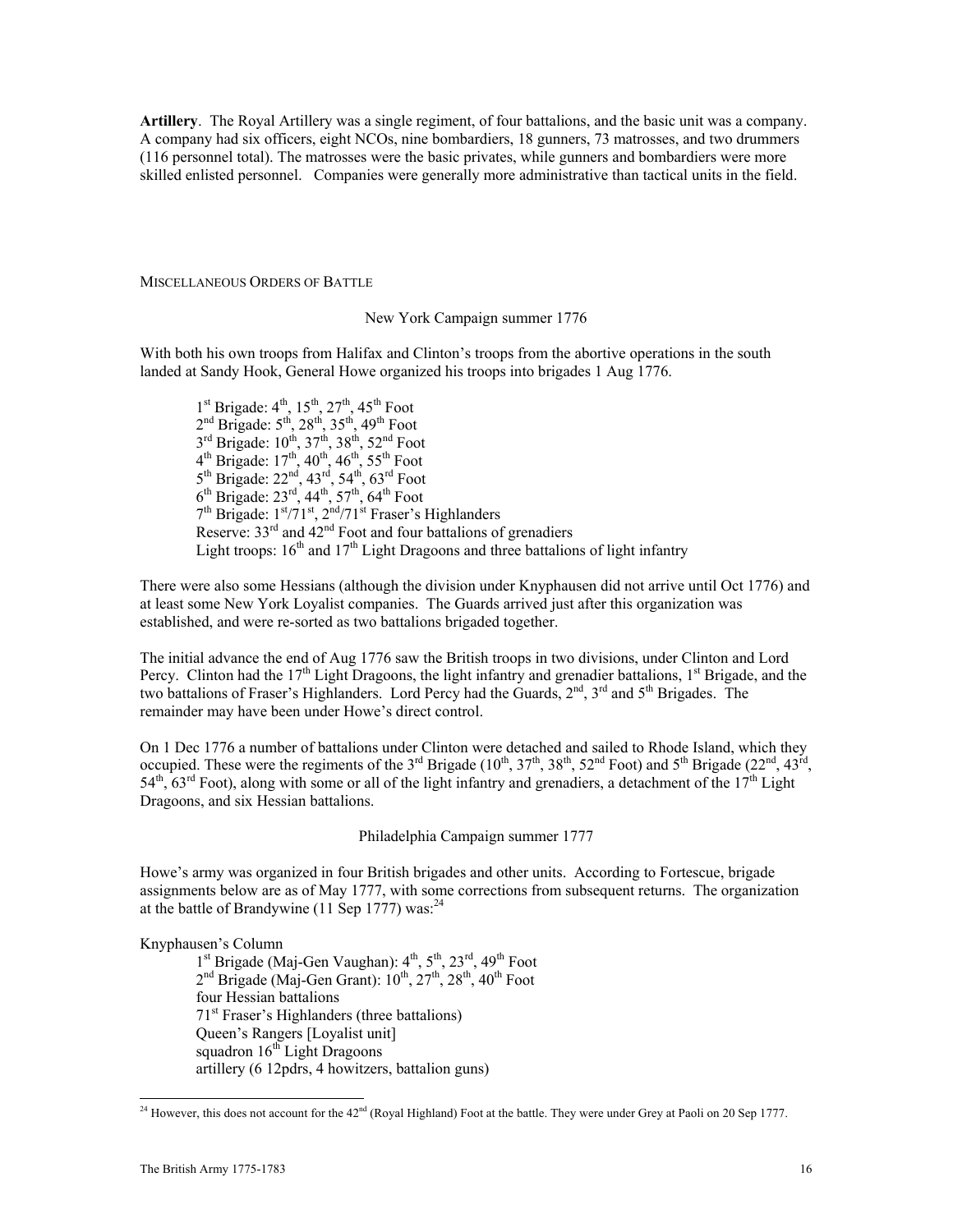**Artillery**. The Royal Artillery was a single regiment, of four battalions, and the basic unit was a company. A company had six officers, eight NCOs, nine bombardiers, 18 gunners, 73 matrosses, and two drummers (116 personnel total). The matrosses were the basic privates, while gunners and bombardiers were more skilled enlisted personnel. Companies were generally more administrative than tactical units in the field.

## MISCELLANEOUS ORDERS OF BATTLE

### New York Campaign summer 1776

With both his own troops from Halifax and Clinton's troops from the abortive operations in the south landed at Sandy Hook, General Howe organized his troops into brigades 1 Aug 1776.

- 1st Brigade: 4th, 15th, 27th, 45th Foot
- 2nd Brigade: 5th, 28th, 35th, 49th Foot
- 3rd Brigade: 10th, 37th, 38th, 52nd Foot
- 4th Brigade: 17th, 40th, 46th, 55th Foot
- 5th Brigade: 22nd, 43rd, 54th, 63rd Foot
- 6th Brigade: 23rd, 44th, 57th, 64th Foot
- 7th Brigade: 1st/71st, 2nd/71st Fraser's Highlanders
- Reserve: 33rd and 42nd Foot and four battalions of grenadiers
- Light troops: 16th and 17th Light Dragoons and three battalions of light infantry

There were also some Hessians (although the division under Knyphausen did not arrive until Oct 1776) and at least some New York Loyalist companies. The Guards arrived just after this organization was established, and were re-sorted as two battalions brigaded together.

The initial advance the end of Aug 1776 saw the British troops in two divisions, under Clinton and Lord Percy. Clinton had the 17th Light Dragoons, the light infantry and grenadier battalions, 1st Brigade, and the two battalions of Fraser's Highlanders. Lord Percy had the Guards, 2nd, 3rd and 5th Brigades. The remainder may have been under Howe's direct control.

On 1 Dec 1776 a number of battalions under Clinton were detached and sailed to Rhode Island, which they occupied. These were the regiments of the 3rd Brigade (10th, 37th, 38th, 52nd Foot) and 5th Brigade (22nd, 43rd, 54th, 63rd Foot), along with some or all of the light infantry and grenadiers, a detachment of the 17th Light Dragoons, and six Hessian battalions.

### Philadelphia Campaign summer 1777

Howe's army was organized in four British brigades and other units. According to Fortescue, brigade assignments below are as of May 1777, with some corrections from subsequent returns. The organization at the battle of Brandywine (11 Sep 1777) was:[24]

Knyphausen's Column

- 1st Brigade (Maj-Gen Vaughan): 4th, 5th, 23rd, 49th Foot
- 2nd Brigade (Maj-Gen Grant): 10th, 27th, 28th, 40th Foot
- four Hessian battalions
- 71st Fraser's Highlanders (three battalions)
- Queen's Rangers [Loyalist unit]
- squadron 16th Light Dragoons
- artillery (6 12pdrs, 4 howitzers, battalion guns)

[24] However, this does not account for the 42nd (Royal Highland) Foot at the battle. They were under Grey at Paoli on 20 Sep 1777.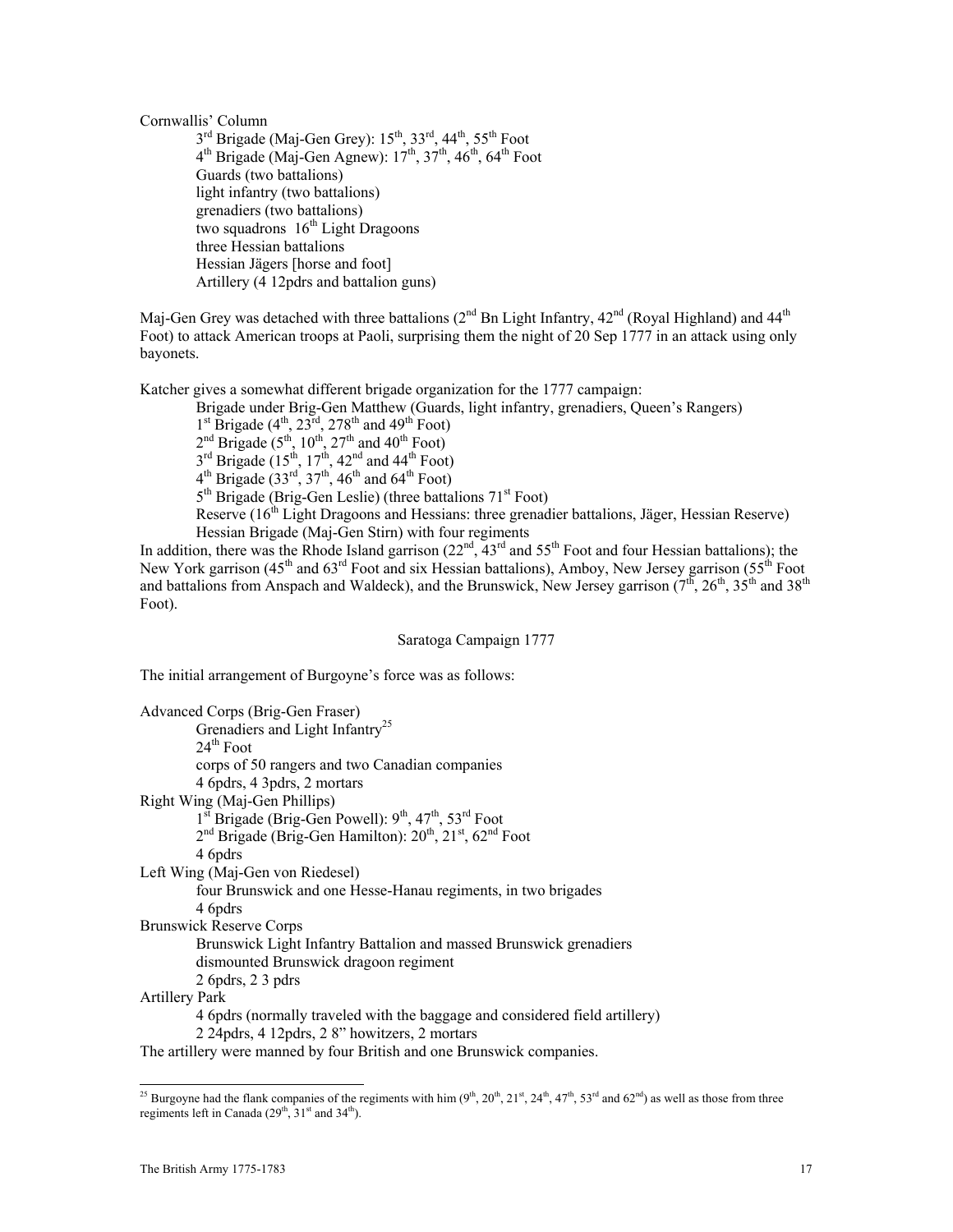Cornwallis' Column

- 3rd Brigade (Maj-Gen Grey): 15th, 33rd, 44th, 55th Foot
- 4th Brigade (Maj-Gen Agnew): 17th, 37th, 46th, 64th Foot
- Guards (two battalions)
- light infantry (two battalions)
- grenadiers (two battalions)
- two squadrons 16th Light Dragoons
- three Hessian battalions
- Hessian Jägers [horse and foot]
- Artillery (4 12pdrs and battalion guns)

Maj-Gen Grey was detached with three battalions (2nd Bn Light Infantry, 42nd (Royal Highland) and 44th Foot) to attack American troops at Paoli, surprising them the night of 20 Sep 1777 in an attack using only bayonets.

Katcher gives a somewhat different brigade organization for the 1777 campaign:

- Brigade under Brig-Gen Matthew (Guards, light infantry, grenadiers, Queen's Rangers)
- 1st Brigade (4th, 23rd, 278th and 49th Foot)
- 2nd Brigade (5th, 10th, 27th and 40th Foot)
- 3rd Brigade (15th, 17th, 42nd and 44th Foot)
- 4th Brigade (33rd, 37th, 46th and 64th Foot)
- 5th Brigade (Brig-Gen Leslie) (three battalions 71st Foot)
- Reserve (16th Light Dragoons and Hessians: three grenadier battalions, Jäger, Hessian Reserve)
- Hessian Brigade (Maj-Gen Stirn) with four regiments

In addition, there was the Rhode Island garrison (22nd, 43rd and 55th Foot and four Hessian battalions); the New York garrison (45th and 63rd Foot and six Hessian battalions), Amboy, New Jersey garrison (55th Foot and battalions from Anspach and Waldeck), and the Brunswick, New Jersey garrison (7th, 26th, 35th and 38th Foot).

## Saratoga Campaign 1777

The initial arrangement of Burgoyne's force was as follows:

Advanced Corps (Brig-Gen Fraser)

- Grenadiers and Light Infantry[25]
- 24th Foot
- corps of 50 rangers and two Canadian companies
- 4 6pdrs, 4 3pdrs, 2 mortars

Right Wing (Maj-Gen Phillips)

- 1st Brigade (Brig-Gen Powell): 9th, 47th, 53rd Foot
- 2nd Brigade (Brig-Gen Hamilton): 20th, 21st, 62nd Foot
- 4 6pdrs

Left Wing (Maj-Gen von Riedesel)

- four Brunswick and one Hesse-Hanau regiments, in two brigades
- 4 6pdrs

Brunswick Reserve Corps

- Brunswick Light Infantry Battalion and massed Brunswick grenadiers
- dismounted Brunswick dragoon regiment
- 2 6pdrs, 2 3 pdrs

Artillery Park

- 4 6pdrs (normally traveled with the baggage and considered field artillery)
- 2 24pdrs, 4 12pdrs, 2 8" howitzers, 2 mortars

The artillery were manned by four British and one Brunswick companies.

---

[25] Burgoyne had the flank companies of the regiments with him (9th, 20th, 21st, 24th, 47th, 53rd and 62nd) as well as those from three regiments left in Canada (29th, 31st and 34th).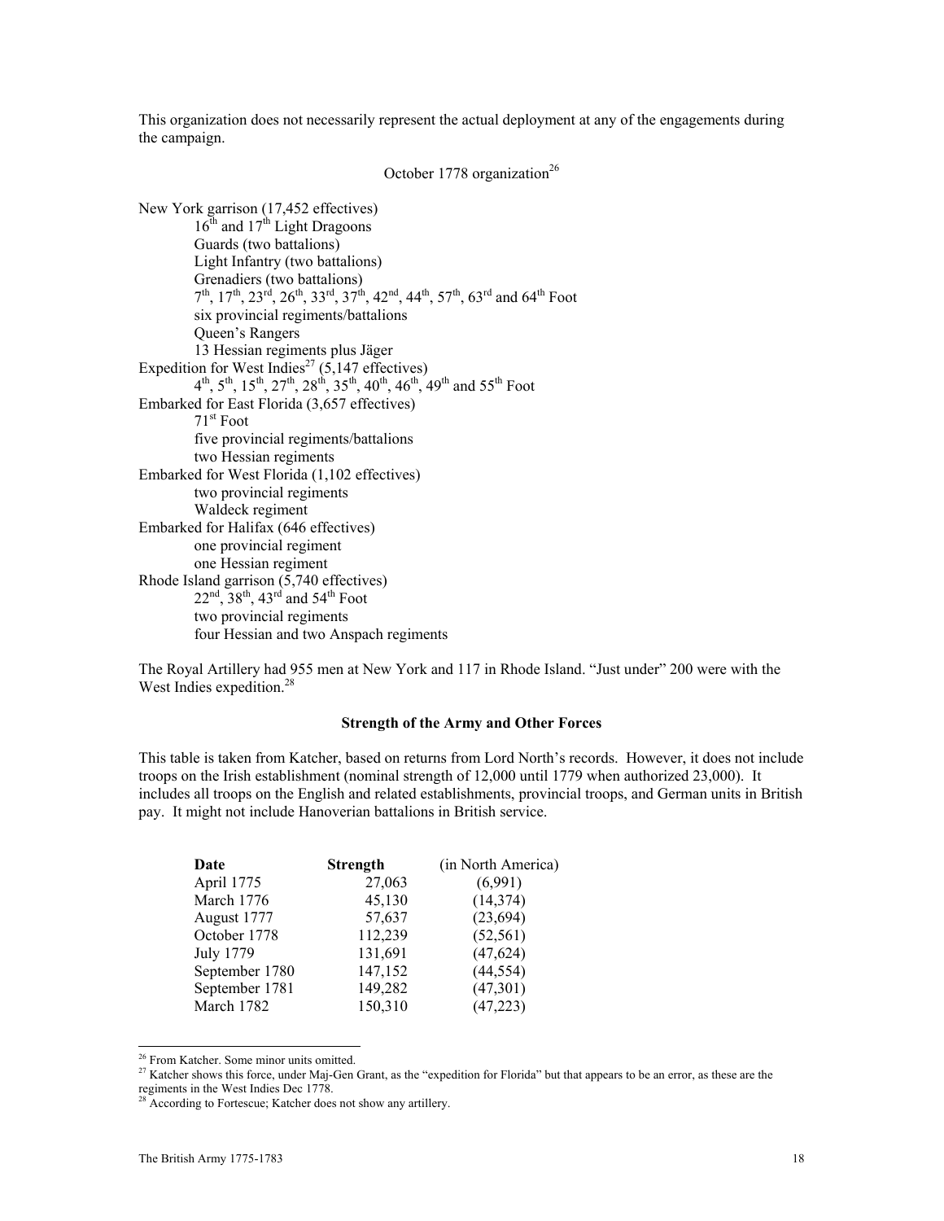This organization does not necessarily represent the actual deployment at any of the engagements during the campaign.

October 1778 organization[26]

New York garrison (17,452 effectives)
- 16th and 17th Light Dragoons
- Guards (two battalions)
- Light Infantry (two battalions)
- Grenadiers (two battalions)
- 7th, 17th, 23rd, 26th, 33rd, 37th, 42nd, 44th, 57th, 63rd and 64th Foot
- six provincial regiments/battalions
- Queen's Rangers
- 13 Hessian regiments plus Jäger

Expedition for West Indies[27] (5,147 effectives)
- 4th, 5th, 15th, 27th, 28th, 35th, 40th, 46th, 49th and 55th Foot

Embarked for East Florida (3,657 effectives)
- 71st Foot
- five provincial regiments/battalions
- two Hessian regiments

Embarked for West Florida (1,102 effectives)
- two provincial regiments
- Waldeck regiment

Embarked for Halifax (646 effectives)
- one provincial regiment
- one Hessian regiment

Rhode Island garrison (5,740 effectives)
- 22nd, 38th, 43rd and 54th Foot
- two provincial regiments
- four Hessian and two Anspach regiments

The Royal Artillery had 955 men at New York and 117 in Rhode Island. "Just under" 200 were with the West Indies expedition.[28]

### Strength of the Army and Other Forces

This table is taken from Katcher, based on returns from Lord North's records. However, it does not include troops on the Irish establishment (nominal strength of 12,000 until 1779 when authorized 23,000). It includes all troops on the English and related establishments, provincial troops, and German units in British pay. It might not include Hanoverian battalions in British service.

| **Date** | **Strength** | (in North America) |
|---|---|---|
| April 1775 | 27,063 | (6,991) |
| March 1776 | 45,130 | (14,374) |
| August 1777 | 57,637 | (23,694) |
| October 1778 | 112,239 | (52,561) |
| July 1779 | 131,691 | (47,624) |
| September 1780 | 147,152 | (44,554) |
| September 1781 | 149,282 | (47,301) |
| March 1782 | 150,310 | (47,223) |

[26] From Katcher. Some minor units omitted.

[27] Katcher shows this force, under Maj-Gen Grant, as the "expedition for Florida" but that appears to be an error, as these are the regiments in the West Indies Dec 1778.

[28] According to Fortescue; Katcher does not show any artillery.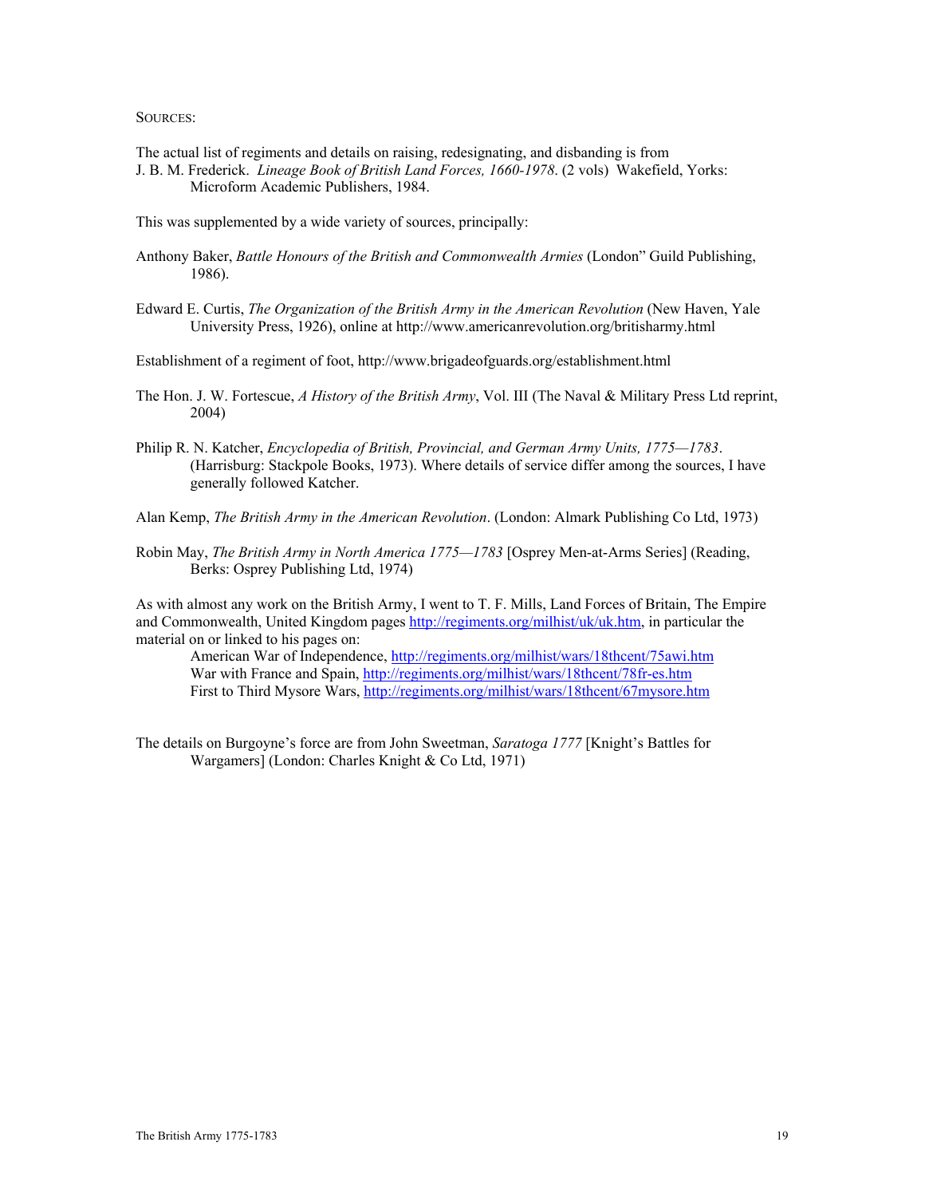SOURCES:

The actual list of regiments and details on raising, redesignating, and disbanding is from
J. B. M. Frederick. *Lineage Book of British Land Forces, 1660-1978*. (2 vols) Wakefield, Yorks: Microform Academic Publishers, 1984.

This was supplemented by a wide variety of sources, principally:

Anthony Baker, *Battle Honours of the British and Commonwealth Armies* (London" Guild Publishing, 1986).

Edward E. Curtis, *The Organization of the British Army in the American Revolution* (New Haven, Yale University Press, 1926), online at http://www.americanrevolution.org/britisharmy.html

Establishment of a regiment of foot, http://www.brigadeofguards.org/establishment.html

The Hon. J. W. Fortescue, *A History of the British Army*, Vol. III (The Naval & Military Press Ltd reprint, 2004)

Philip R. N. Katcher, *Encyclopedia of British, Provincial, and German Army Units, 1775—1783*. (Harrisburg: Stackpole Books, 1973). Where details of service differ among the sources, I have generally followed Katcher.

Alan Kemp, *The British Army in the American Revolution*. (London: Almark Publishing Co Ltd, 1973)

Robin May, *The British Army in North America 1775—1783* [Osprey Men-at-Arms Series] (Reading, Berks: Osprey Publishing Ltd, 1974)

As with almost any work on the British Army, I went to T. F. Mills, Land Forces of Britain, The Empire and Commonwealth, United Kingdom pages http://regiments.org/milhist/uk/uk.htm, in particular the material on or linked to his pages on:

American War of Independence, http://regiments.org/milhist/wars/18thcent/75awi.htm
War with France and Spain, http://regiments.org/milhist/wars/18thcent/78fr-es.htm
First to Third Mysore Wars, http://regiments.org/milhist/wars/18thcent/67mysore.htm

The details on Burgoyne's force are from John Sweetman, *Saratoga 1777* [Knight's Battles for Wargamers] (London: Charles Knight & Co Ltd, 1971)